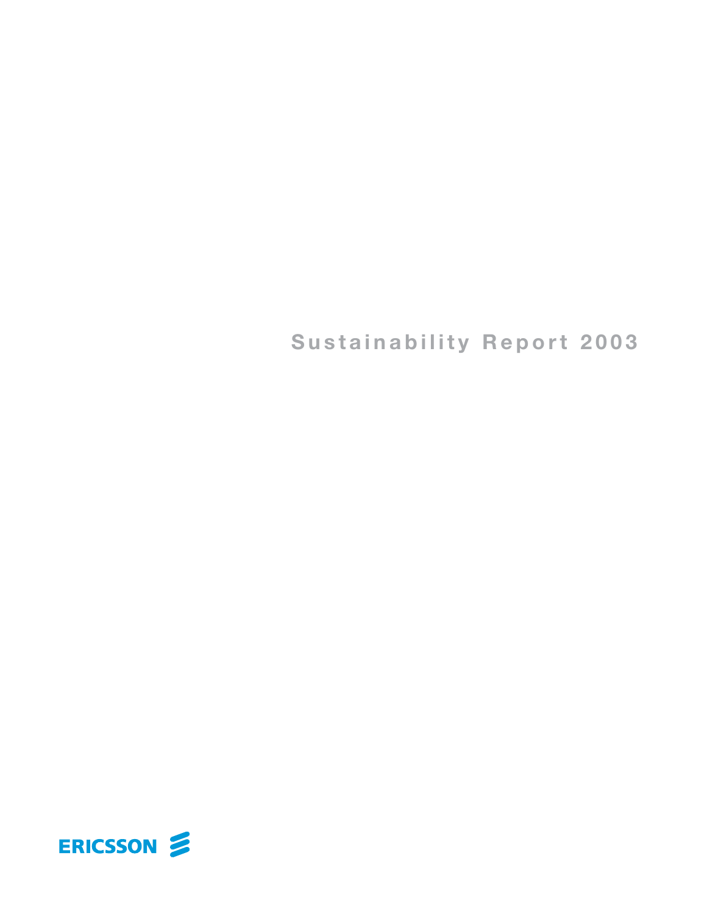# Sustainability Report 2003

ERICSSON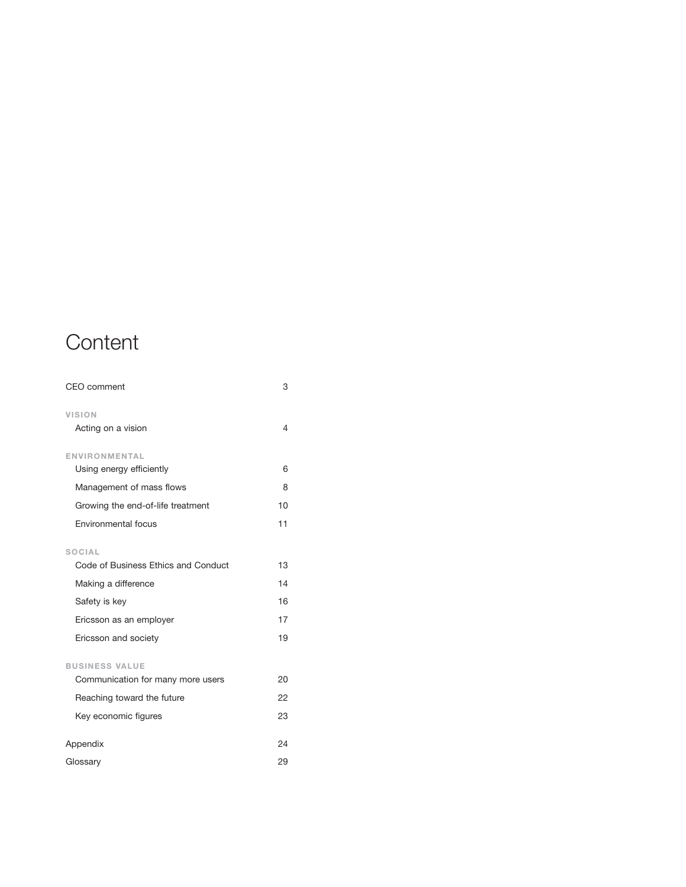# Content

| | |
|---|---|
| CEO comment | 3 |
| **VISION** | |
| Acting on a vision | 4 |
| **ENVIRONMENTAL** | |
| Using energy efficiently | 6 |
| Management of mass flows | 8 |
| Growing the end-of-life treatment | 10 |
| Environmental focus | 11 |
| **SOCIAL** | |
| Code of Business Ethics and Conduct | 13 |
| Making a difference | 14 |
| Safety is key | 16 |
| Ericsson as an employer | 17 |
| Ericsson and society | 19 |
| **BUSINESS VALUE** | |
| Communication for many more users | 20 |
| Reaching toward the future | 22 |
| Key economic figures | 23 |
| Appendix | 24 |
| Glossary | 29 |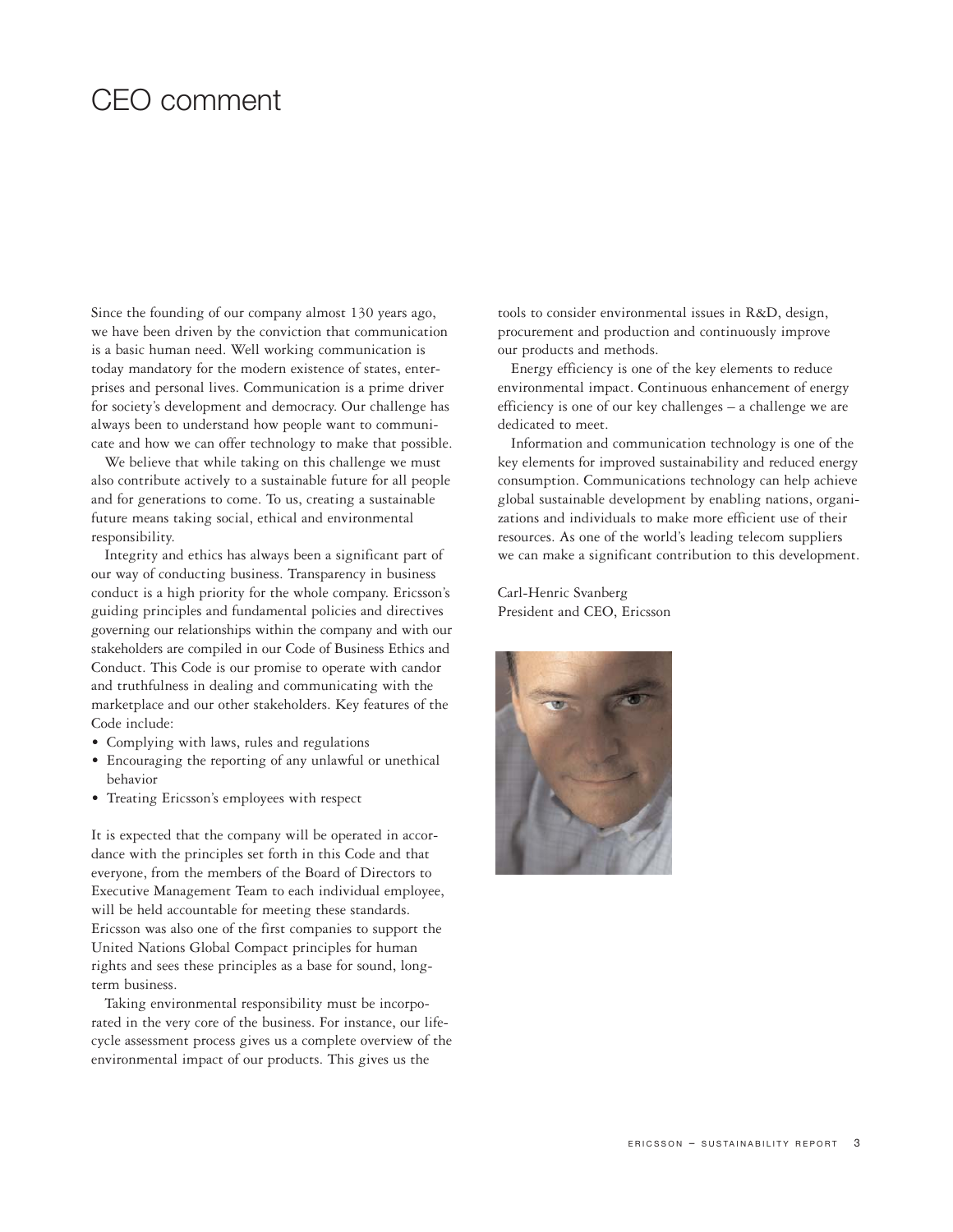# CEO comment

Since the founding of our company almost 130 years ago, we have been driven by the conviction that communication is a basic human need. Well working communication is today mandatory for the modern existence of states, enterprises and personal lives. Communication is a prime driver for society's development and democracy. Our challenge has always been to understand how people want to communicate and how we can offer technology to make that possible.

We believe that while taking on this challenge we must also contribute actively to a sustainable future for all people and for generations to come. To us, creating a sustainable future means taking social, ethical and environmental responsibility.

Integrity and ethics has always been a significant part of our way of conducting business. Transparency in business conduct is a high priority for the whole company. Ericsson's guiding principles and fundamental policies and directives governing our relationships within the company and with our stakeholders are compiled in our Code of Business Ethics and Conduct. This Code is our promise to operate with candor and truthfulness in dealing and communicating with the marketplace and our other stakeholders. Key features of the Code include:

- Complying with laws, rules and regulations
- Encouraging the reporting of any unlawful or unethical behavior
- Treating Ericsson's employees with respect

It is expected that the company will be operated in accordance with the principles set forth in this Code and that everyone, from the members of the Board of Directors to Executive Management Team to each individual employee, will be held accountable for meeting these standards. Ericsson was also one of the first companies to support the United Nations Global Compact principles for human rights and sees these principles as a base for sound, long-term business.

Taking environmental responsibility must be incorporated in the very core of the business. For instance, our life-cycle assessment process gives us a complete overview of the environmental impact of our products. This gives us the tools to consider environmental issues in R&D, design, procurement and production and continuously improve our products and methods.

Energy efficiency is one of the key elements to reduce environmental impact. Continuous enhancement of energy efficiency is one of our key challenges – a challenge we are dedicated to meet.

Information and communication technology is one of the key elements for improved sustainability and reduced energy consumption. Communications technology can help achieve global sustainable development by enabling nations, organizations and individuals to make more efficient use of their resources. As one of the world's leading telecom suppliers we can make a significant contribution to this development.

Carl-Henric Svanberg
President and CEO, Ericsson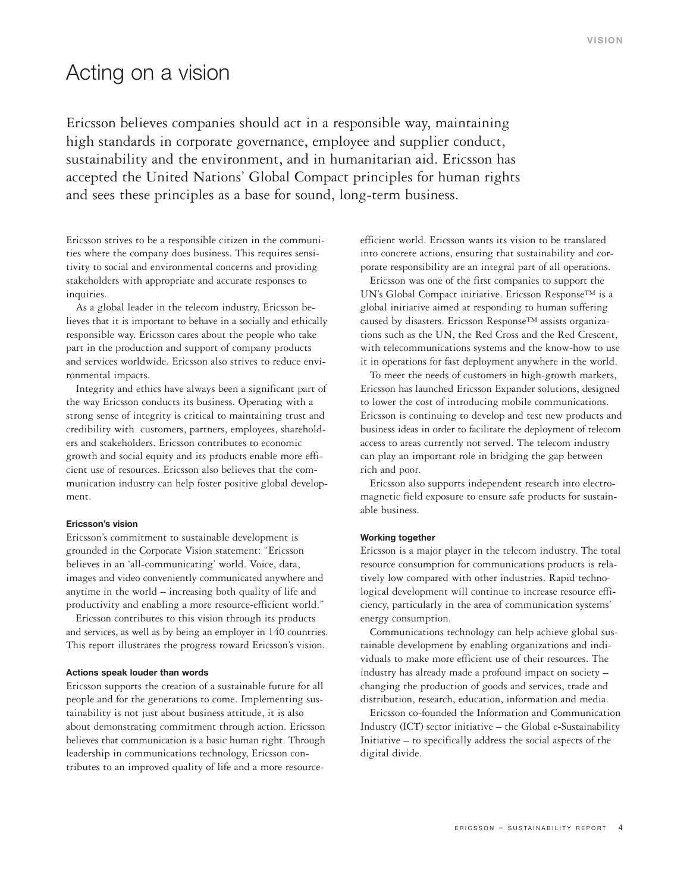# Acting on a vision

Ericsson believes companies should act in a responsible way, maintaining high standards in corporate governance, employee and supplier conduct, sustainability and the environment, and in humanitarian aid. Ericsson has accepted the United Nations' Global Compact principles for human rights and sees these principles as a base for sound, long-term business.

Ericsson strives to be a responsible citizen in the communities where the company does business. This requires sensitivity to social and environmental concerns and providing stakeholders with appropriate and accurate responses to inquiries.

As a global leader in the telecom industry, Ericsson believes that it is important to behave in a socially and ethically responsible way. Ericsson cares about the people who take part in the production and support of company products and services worldwide. Ericsson also strives to reduce environmental impacts.

Integrity and ethics have always been a significant part of the way Ericsson conducts its business. Operating with a strong sense of integrity is critical to maintaining trust and credibility with customers, partners, employees, shareholders and stakeholders. Ericsson contributes to economic growth and social equity and its products enable more efficient use of resources. Ericsson also believes that the communication industry can help foster positive global development.

#### Ericsson's vision

Ericsson's commitment to sustainable development is grounded in the Corporate Vision statement: "Ericsson believes in an 'all-communicating' world. Voice, data, images and video conveniently communicated anywhere and anytime in the world – increasing both quality of life and productivity and enabling a more resource-efficient world."

Ericsson contributes to this vision through its products and services, as well as by being an employer in 140 countries. This report illustrates the progress toward Ericsson's vision.

#### Actions speak louder than words

Ericsson supports the creation of a sustainable future for all people and for the generations to come. Implementing sustainability is not just about business attitude, it is also about demonstrating commitment through action. Ericsson believes that communication is a basic human right. Through leadership in communications technology, Ericsson contributes to an improved quality of life and a more resource-efficient world. Ericsson wants its vision to be translated into concrete actions, ensuring that sustainability and corporate responsibility are an integral part of all operations.

Ericsson was one of the first companies to support the UN's Global Compact initiative. Ericsson Response™ is a global initiative aimed at responding to human suffering caused by disasters. Ericsson Response™ assists organizations such as the UN, the Red Cross and the Red Crescent, with telecommunications systems and the know-how to use it in operations for fast deployment anywhere in the world.

To meet the needs of customers in high-growth markets, Ericsson has launched Ericsson Expander solutions, designed to lower the cost of introducing mobile communications. Ericsson is continuing to develop and test new products and business ideas in order to facilitate the deployment of telecom access to areas currently not served. The telecom industry can play an important role in bridging the gap between rich and poor.

Ericsson also supports independent research into electromagnetic field exposure to ensure safe products for sustainable business.

#### Working together

Ericsson is a major player in the telecom industry. The total resource consumption for communications products is relatively low compared with other industries. Rapid technological development will continue to increase resource efficiency, particularly in the area of communication systems' energy consumption.

Communications technology can help achieve global sustainable development by enabling organizations and individuals to make more efficient use of their resources. The industry has already made a profound impact on society – changing the production of goods and services, trade and distribution, research, education, information and media.

Ericsson co-founded the Information and Communication Industry (ICT) sector initiative – the Global e-Sustainability Initiative – to specifically address the social aspects of the digital divide.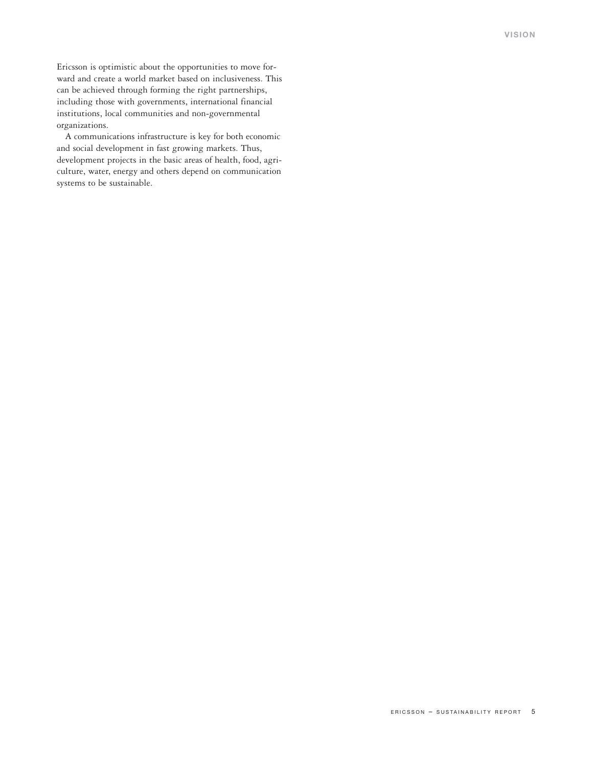Ericsson is optimistic about the opportunities to move forward and create a world market based on inclusiveness. This can be achieved through forming the right partnerships, including those with governments, international financial institutions, local communities and non-governmental organizations.

A communications infrastructure is key for both economic and social development in fast growing markets. Thus, development projects in the basic areas of health, food, agriculture, water, energy and others depend on communication systems to be sustainable.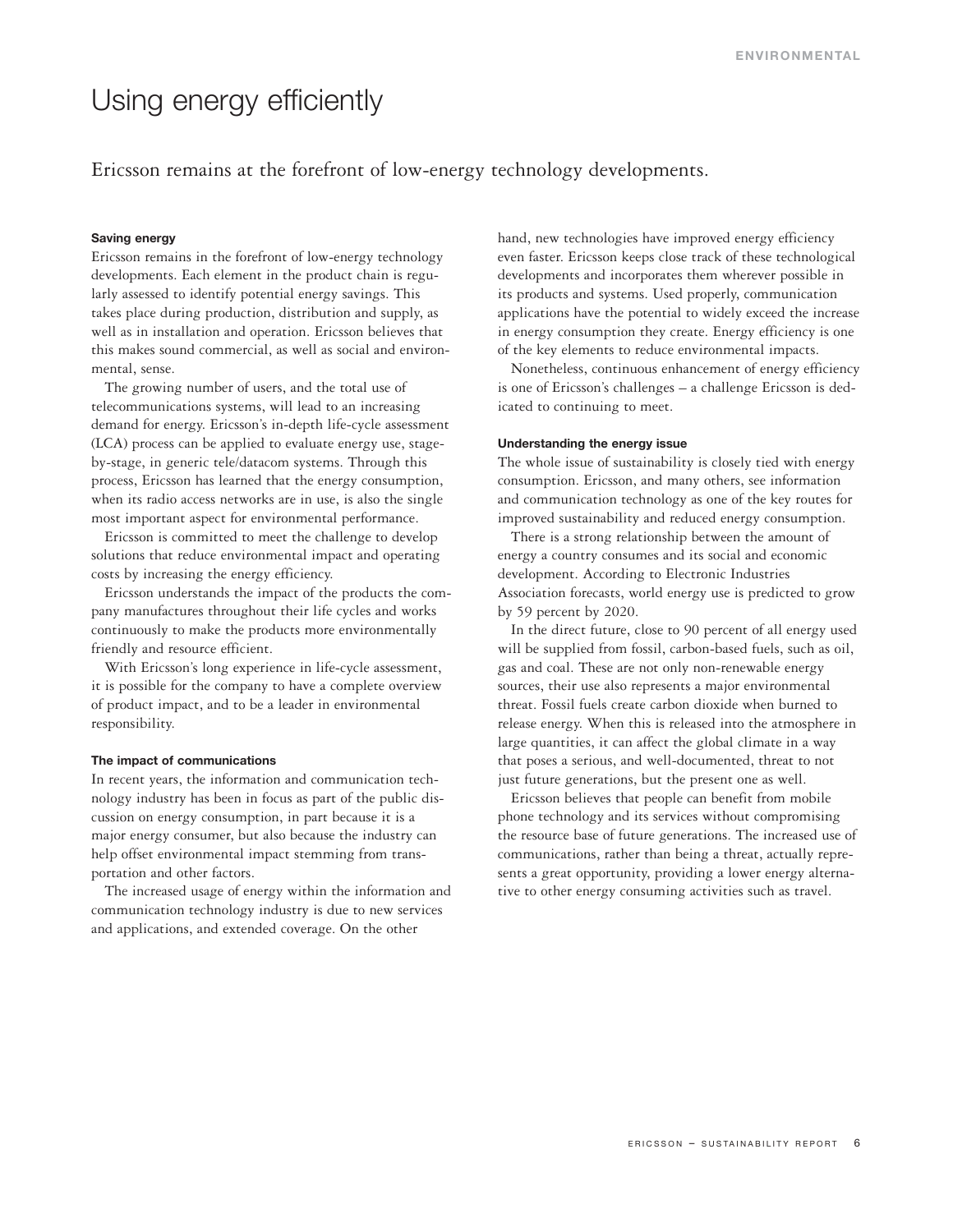# Using energy efficiently

Ericsson remains at the forefront of low-energy technology developments.

### Saving energy

Ericsson remains in the forefront of low-energy technology developments. Each element in the product chain is regularly assessed to identify potential energy savings. This takes place during production, distribution and supply, as well as in installation and operation. Ericsson believes that this makes sound commercial, as well as social and environmental, sense.

The growing number of users, and the total use of telecommunications systems, will lead to an increasing demand for energy. Ericsson's in-depth life-cycle assessment (LCA) process can be applied to evaluate energy use, stage-by-stage, in generic tele/datacom systems. Through this process, Ericsson has learned that the energy consumption, when its radio access networks are in use, is also the single most important aspect for environmental performance.

Ericsson is committed to meet the challenge to develop solutions that reduce environmental impact and operating costs by increasing the energy efficiency.

Ericsson understands the impact of the products the company manufactures throughout their life cycles and works continuously to make the products more environmentally friendly and resource efficient.

With Ericsson's long experience in life-cycle assessment, it is possible for the company to have a complete overview of product impact, and to be a leader in environmental responsibility.

### The impact of communications

In recent years, the information and communication technology industry has been in focus as part of the public discussion on energy consumption, in part because it is a major energy consumer, but also because the industry can help offset environmental impact stemming from transportation and other factors.

The increased usage of energy within the information and communication technology industry is due to new services and applications, and extended coverage. On the other hand, new technologies have improved energy efficiency even faster. Ericsson keeps close track of these technological developments and incorporates them wherever possible in its products and systems. Used properly, communication applications have the potential to widely exceed the increase in energy consumption they create. Energy efficiency is one of the key elements to reduce environmental impacts.

Nonetheless, continuous enhancement of energy efficiency is one of Ericsson's challenges – a challenge Ericsson is dedicated to continuing to meet.

### Understanding the energy issue

The whole issue of sustainability is closely tied with energy consumption. Ericsson, and many others, see information and communication technology as one of the key routes for improved sustainability and reduced energy consumption.

There is a strong relationship between the amount of energy a country consumes and its social and economic development. According to Electronic Industries Association forecasts, world energy use is predicted to grow by 59 percent by 2020.

In the direct future, close to 90 percent of all energy used will be supplied from fossil, carbon-based fuels, such as oil, gas and coal. These are not only non-renewable energy sources, their use also represents a major environmental threat. Fossil fuels create carbon dioxide when burned to release energy. When this is released into the atmosphere in large quantities, it can affect the global climate in a way that poses a serious, and well-documented, threat to not just future generations, but the present one as well.

Ericsson believes that people can benefit from mobile phone technology and its services without compromising the resource base of future generations. The increased use of communications, rather than being a threat, actually represents a great opportunity, providing a lower energy alternative to other energy consuming activities such as travel.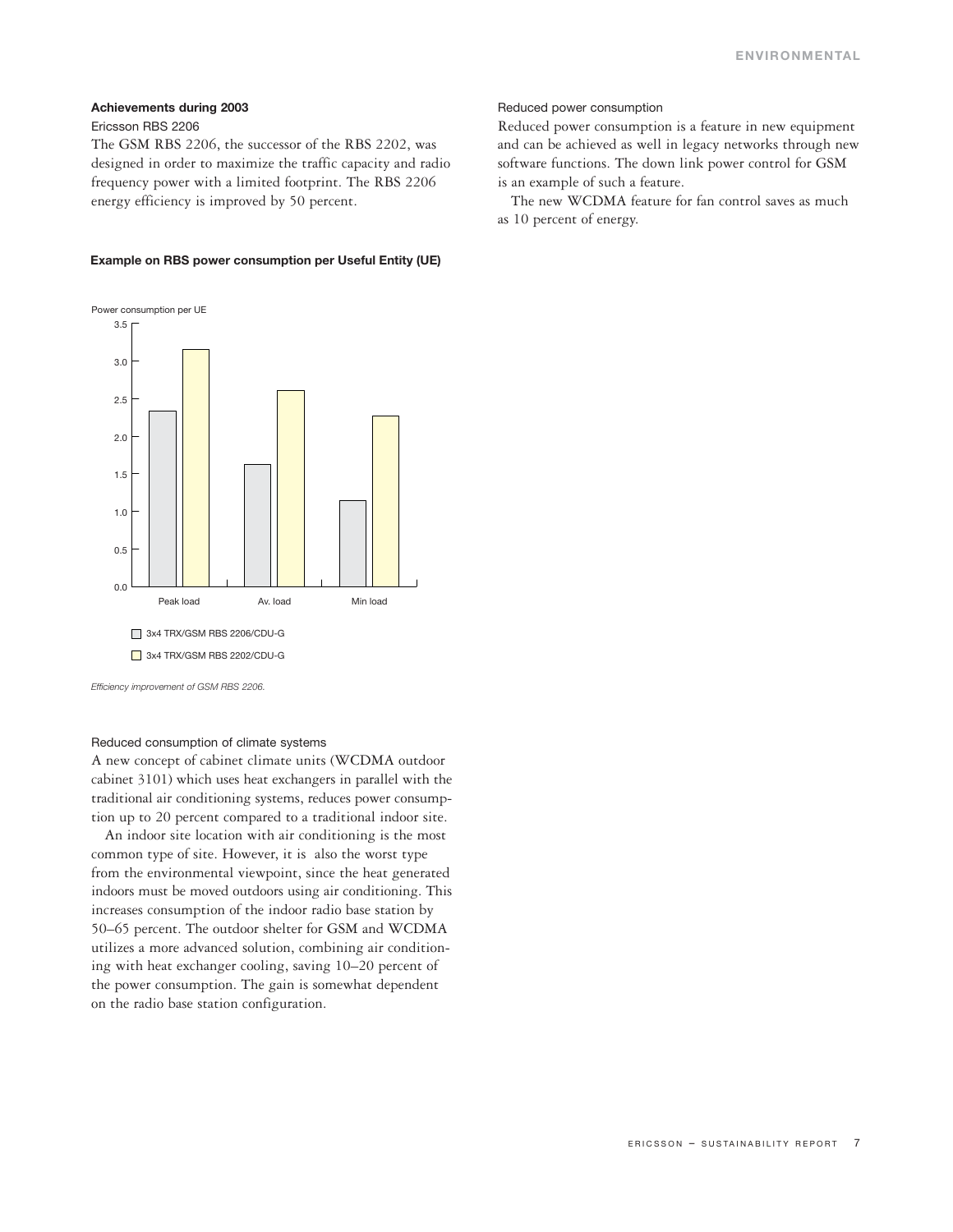### Achievements during 2003

Ericsson RBS 2206

The GSM RBS 2206, the successor of the RBS 2202, was designed in order to maximize the traffic capacity and radio frequency power with a limited footprint. The RBS 2206 energy efficiency is improved by 50 percent.

**Example on RBS power consumption per Useful Entity (UE)**

Power consumption per UE

3.5
3.0
2.5
2.0
1.5
1.0
0.5
0.0

Peak load
Av. load
Min load

3x4 TRX/GSM RBS 2206/CDU-G
3x4 TRX/GSM RBS 2202/CDU-G

*Efficiency improvement of GSM RBS 2206.*

Reduced consumption of climate systems

A new concept of cabinet climate units (WCDMA outdoor cabinet 3101) which uses heat exchangers in parallel with the traditional air conditioning systems, reduces power consumption up to 20 percent compared to a traditional indoor site.

An indoor site location with air conditioning is the most common type of site. However, it is also the worst type from the environmental viewpoint, since the heat generated indoors must be moved outdoors using air conditioning. This increases consumption of the indoor radio base station by 50–65 percent. The outdoor shelter for GSM and WCDMA utilizes a more advanced solution, combining air conditioning with heat exchanger cooling, saving 10–20 percent of the power consumption. The gain is somewhat dependent on the radio base station configuration.

Reduced power consumption

Reduced power consumption is a feature in new equipment and can be achieved as well in legacy networks through new software functions. The down link power control for GSM is an example of such a feature.

The new WCDMA feature for fan control saves as much as 10 percent of energy.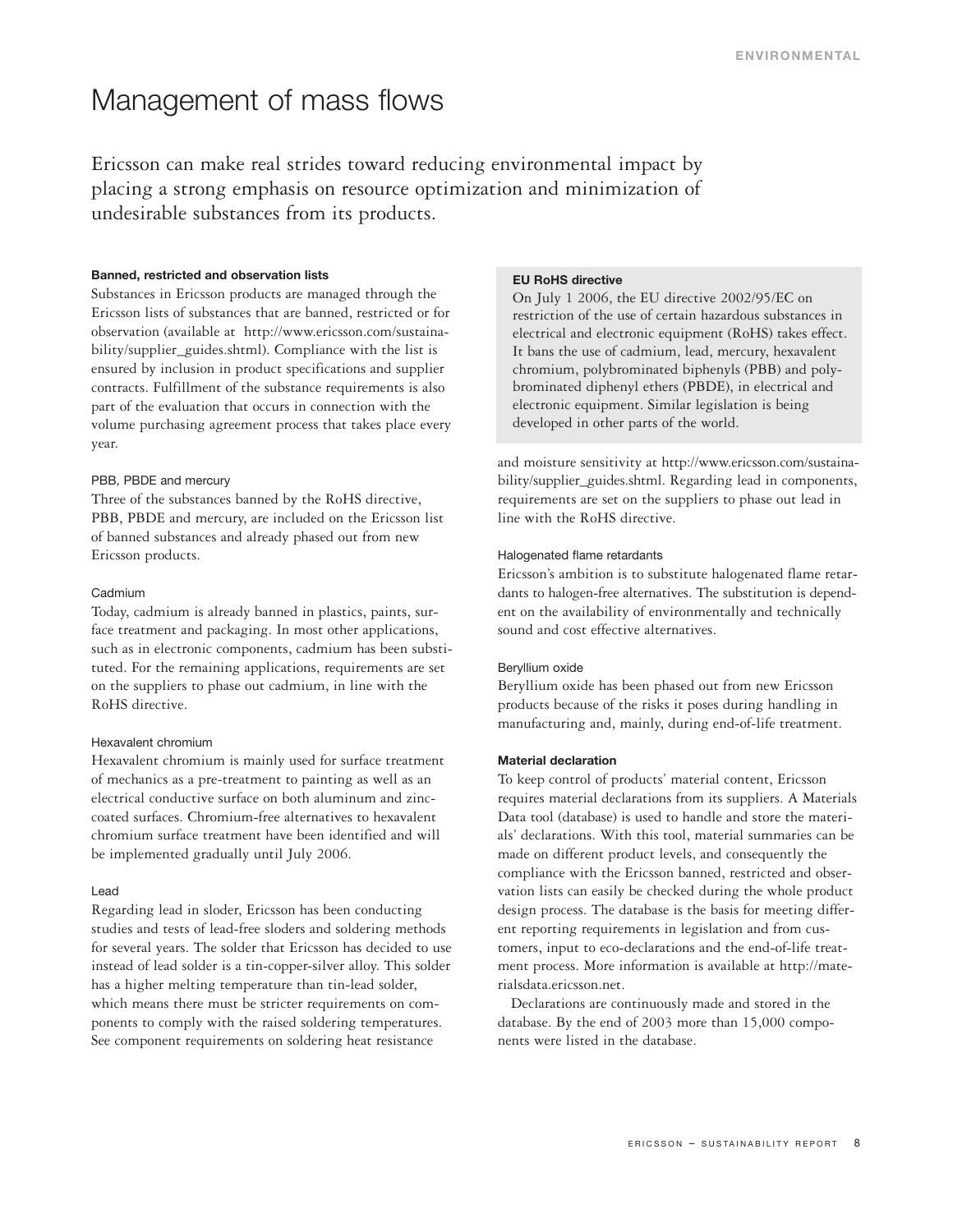# Management of mass flows

Ericsson can make real strides toward reducing environmental impact by placing a strong emphasis on resource optimization and minimization of undesirable substances from its products.

### Banned, restricted and observation lists

Substances in Ericsson products are managed through the Ericsson lists of substances that are banned, restricted or for observation (available at http://www.ericsson.com/sustainability/supplier_guides.shtml). Compliance with the list is ensured by inclusion in product specifications and supplier contracts. Fulfillment of the substance requirements is also part of the evaluation that occurs in connection with the volume purchasing agreement process that takes place every year.

#### PBB, PBDE and mercury

Three of the substances banned by the RoHS directive, PBB, PBDE and mercury, are included on the Ericsson list of banned substances and already phased out from new Ericsson products.

#### Cadmium

Today, cadmium is already banned in plastics, paints, surface treatment and packaging. In most other applications, such as in electronic components, cadmium has been substituted. For the remaining applications, requirements are set on the suppliers to phase out cadmium, in line with the RoHS directive.

#### Hexavalent chromium

Hexavalent chromium is mainly used for surface treatment of mechanics as a pre-treatment to painting as well as an electrical conductive surface on both aluminum and zinc-coated surfaces. Chromium-free alternatives to hexavalent chromium surface treatment have been identified and will be implemented gradually until July 2006.

#### Lead

Regarding lead in sloder, Ericsson has been conducting studies and tests of lead-free sloders and soldering methods for several years. The solder that Ericsson has decided to use instead of lead solder is a tin-copper-silver alloy. This solder has a higher melting temperature than tin-lead solder, which means there must be stricter requirements on components to comply with the raised soldering temperatures. See component requirements on soldering heat resistance and moisture sensitivity at http://www.ericsson.com/sustainability/supplier_guides.shtml. Regarding lead in components, requirements are set on the suppliers to phase out lead in line with the RoHS directive.

### EU RoHS directive

On July 1 2006, the EU directive 2002/95/EC on restriction of the use of certain hazardous substances in electrical and electronic equipment (RoHS) takes effect. It bans the use of cadmium, lead, mercury, hexavalent chromium, polybrominated biphenyls (PBB) and polybrominated diphenyl ethers (PBDE), in electrical and electronic equipment. Similar legislation is being developed in other parts of the world.

#### Halogenated flame retardants

Ericsson's ambition is to substitute halogenated flame retardants to halogen-free alternatives. The substitution is dependent on the availability of environmentally and technically sound and cost effective alternatives.

#### Beryllium oxide

Beryllium oxide has been phased out from new Ericsson products because of the risks it poses during handling in manufacturing and, mainly, during end-of-life treatment.

### Material declaration

To keep control of products' material content, Ericsson requires material declarations from its suppliers. A Materials Data tool (database) is used to handle and store the materials' declarations. With this tool, material summaries can be made on different product levels, and consequently the compliance with the Ericsson banned, restricted and observation lists can easily be checked during the whole product design process. The database is the basis for meeting different reporting requirements in legislation and from customers, input to eco-declarations and the end-of-life treatment process. More information is available at http://materialsdata.ericsson.net.

Declarations are continuously made and stored in the database. By the end of 2003 more than 15,000 components were listed in the database.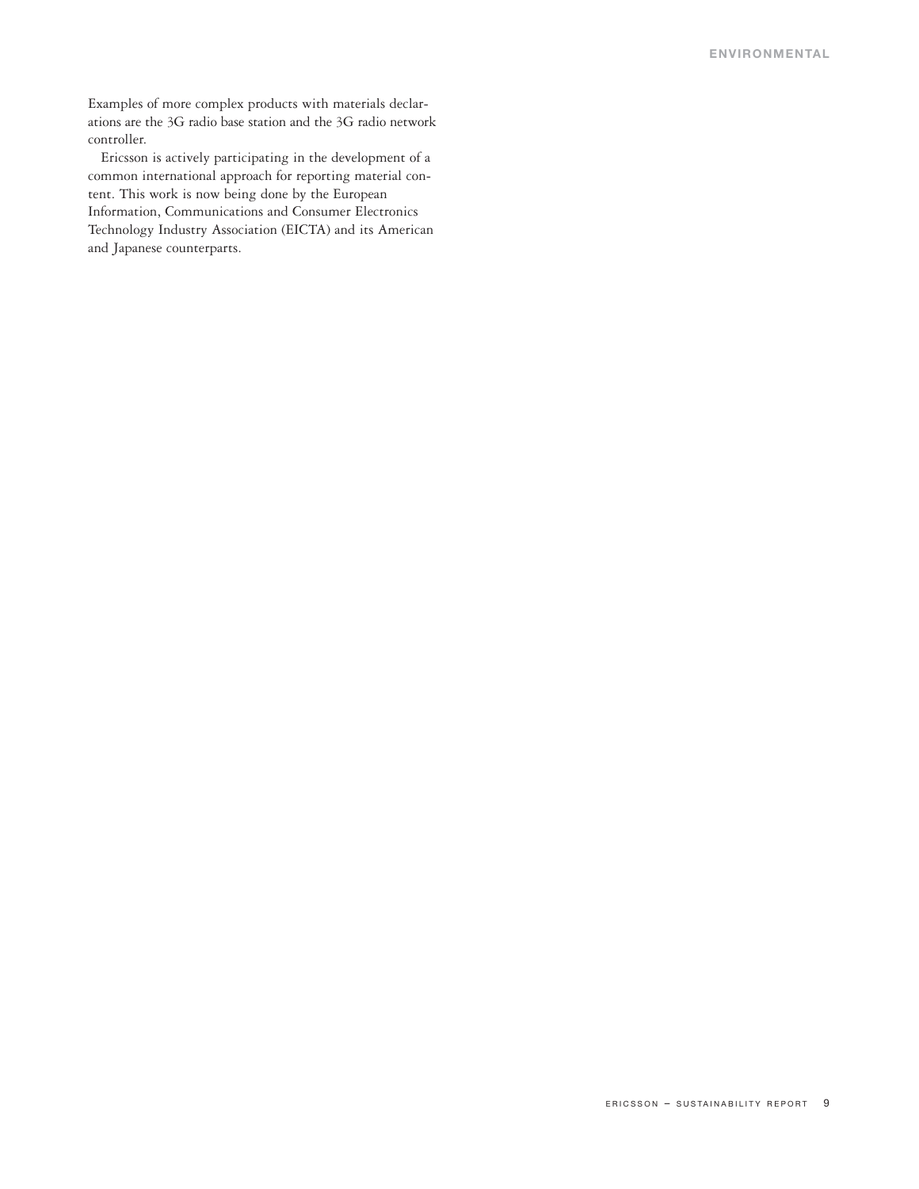Examples of more complex products with materials declarations are the 3G radio base station and the 3G radio network controller.

Ericsson is actively participating in the development of a common international approach for reporting material content. This work is now being done by the European Information, Communications and Consumer Electronics Technology Industry Association (EICTA) and its American and Japanese counterparts.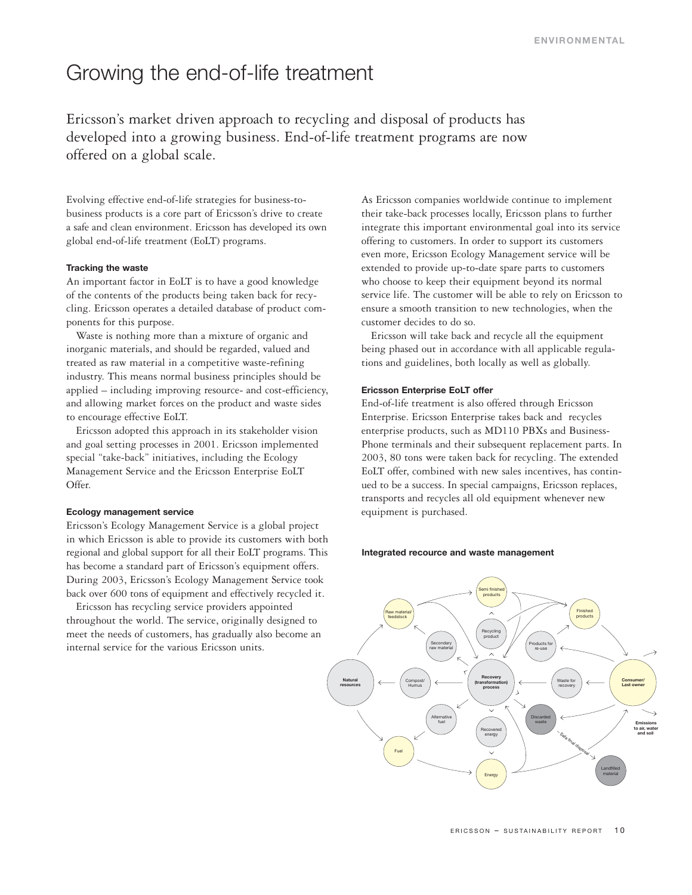# Growing the end-of-life treatment

Ericsson's market driven approach to recycling and disposal of products has developed into a growing business. End-of-life treatment programs are now offered on a global scale.

Evolving effective end-of-life strategies for business-to-business products is a core part of Ericsson's drive to create a safe and clean environment. Ericsson has developed its own global end-of-life treatment (EoLT) programs.

### Tracking the waste

An important factor in EoLT is to have a good knowledge of the contents of the products being taken back for recycling. Ericsson operates a detailed database of product components for this purpose.

Waste is nothing more than a mixture of organic and inorganic materials, and should be regarded, valued and treated as raw material in a competitive waste-refining industry. This means normal business principles should be applied – including improving resource- and cost-efficiency, and allowing market forces on the product and waste sides to encourage effective EoLT.

Ericsson adopted this approach in its stakeholder vision and goal setting processes in 2001. Ericsson implemented special "take-back" initiatives, including the Ecology Management Service and the Ericsson Enterprise EoLT Offer.

### Ecology management service

Ericsson's Ecology Management Service is a global project in which Ericsson is able to provide its customers with both regional and global support for all their EoLT programs. This has become a standard part of Ericsson's equipment offers. During 2003, Ericsson's Ecology Management Service took back over 600 tons of equipment and effectively recycled it.

Ericsson has recycling service providers appointed throughout the world. The service, originally designed to meet the needs of customers, has gradually also become an internal service for the various Ericsson units.

As Ericsson companies worldwide continue to implement their take-back processes locally, Ericsson plans to further integrate this important environmental goal into its service offering to customers. In order to support its customers even more, Ericsson Ecology Management service will be extended to provide up-to-date spare parts to customers who choose to keep their equipment beyond its normal service life. The customer will be able to rely on Ericsson to ensure a smooth transition to new technologies, when the customer decides to do so.

Ericsson will take back and recycle all the equipment being phased out in accordance with all applicable regulations and guidelines, both locally as well as globally.

### Ericsson Enterprise EoLT offer

End-of-life treatment is also offered through Ericsson Enterprise. Ericsson Enterprise takes back and recycles enterprise products, such as MD110 PBXs and BusinessPhone terminals and their subsequent replacement parts. In 2003, 80 tons were taken back for recycling. The extended EoLT offer, combined with new sales incentives, has continued to be a success. In special campaigns, Ericsson replaces, transports and recycles all old equipment whenever new equipment is purchased.

### Integrated recource and waste management

Semi finished products
Raw material/ feedstock
Finished products
Recycling product
Secondary raw material
Products for re-use
Natural resources
Compost/ Humus
Recovery (transformation) process
Waste for recovery
Consumer/ Last owner
Alternative fuel
Discarded waste
Emissions to air, water and soil
Recovered energy
Safe final disposal
Fuel
Landfilled material
Energy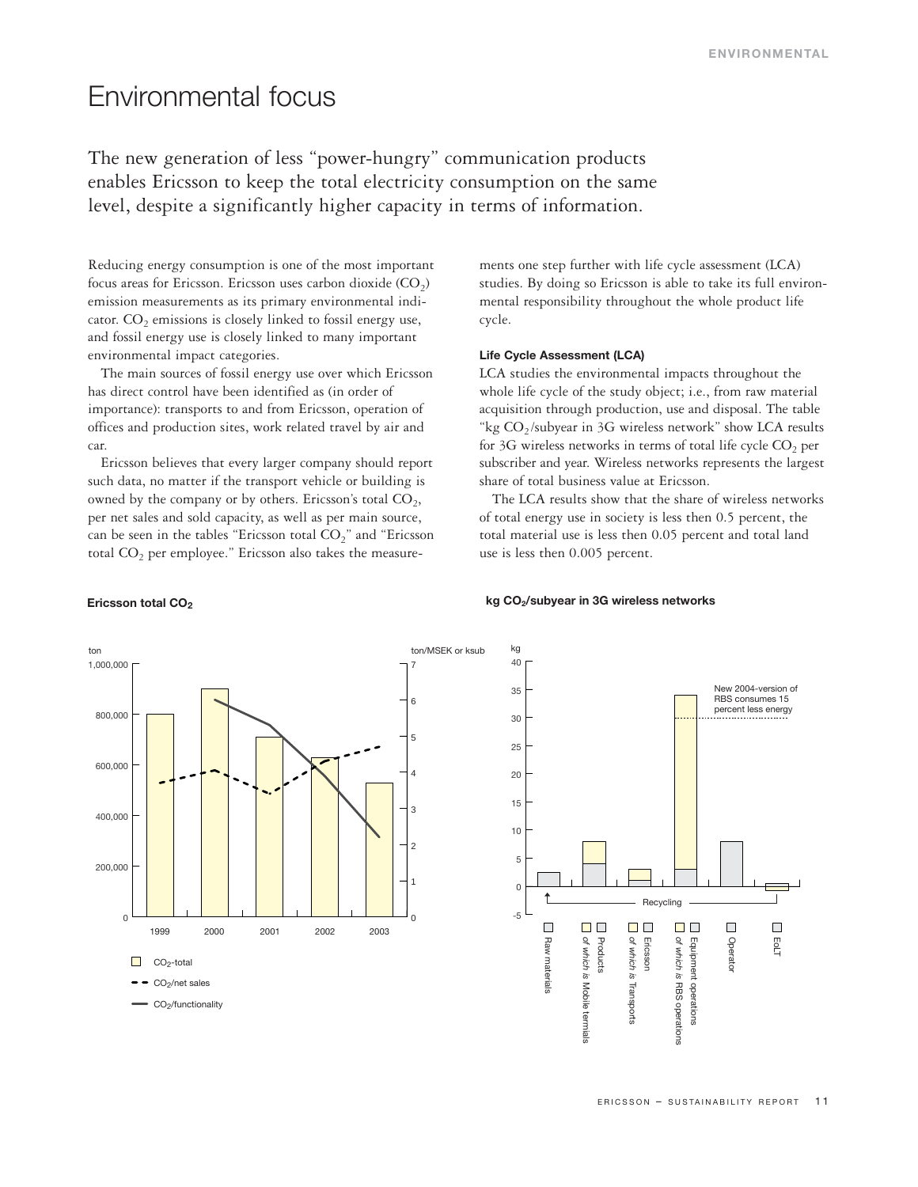# Environmental focus

The new generation of less "power-hungry" communication products enables Ericsson to keep the total electricity consumption on the same level, despite a significantly higher capacity in terms of information.

Reducing energy consumption is one of the most important focus areas for Ericsson. Ericsson uses carbon dioxide ($CO_2$) emission measurements as its primary environmental indicator. $CO_2$ emissions is closely linked to fossil energy use, and fossil energy use is closely linked to many important environmental impact categories.

The main sources of fossil energy use over which Ericsson has direct control have been identified as (in order of importance): transports to and from Ericsson, operation of offices and production sites, work related travel by air and car.

Ericsson believes that every larger company should report such data, no matter if the transport vehicle or building is owned by the company or by others. Ericsson's total $CO_2$, per net sales and sold capacity, as well as per main source, can be seen in the tables "Ericsson total $CO_2$" and "Ericsson total $CO_2$ per employee." Ericsson also takes the measurements one step further with life cycle assessment (LCA) studies. By doing so Ericsson is able to take its full environmental responsibility throughout the whole product life cycle.

### Life Cycle Assessment (LCA)

LCA studies the environmental impacts throughout the whole life cycle of the study object; i.e., from raw material acquisition through production, use and disposal. The table "kg $CO_2$/subyear in 3G wireless network" show LCA results for 3G wireless networks in terms of total life cycle $CO_2$ per subscriber and year. Wireless networks represents the largest share of total business value at Ericsson.

The LCA results show that the share of wireless networks of total energy use in society is less then 0.5 percent, the total material use is less then 0.05 percent and total land use is less then 0.005 percent.

**Ericsson total $CO_2$**

ton
1,000,000
800,000
600,000
400,000
200,000
0

ton/MSEK or ksub
7
6
5
4
3
2
1
0

1999 2000 2001 2002 2003

$CO_2$-total
$CO_2$/net sales
$CO_2$/functionality

**kg $CO_2$/subyear in 3G wireless networks**

kg
40
35
30
25
20
15
10
5
0
-5

New 2004-version of RBS consumes 15 percent less energy

Recycling

Raw materials
Products *of which is* Mobile termials
Ericsson *of which is* Transports
Equipment operations *of which is* RBS operations
Operator
EoLT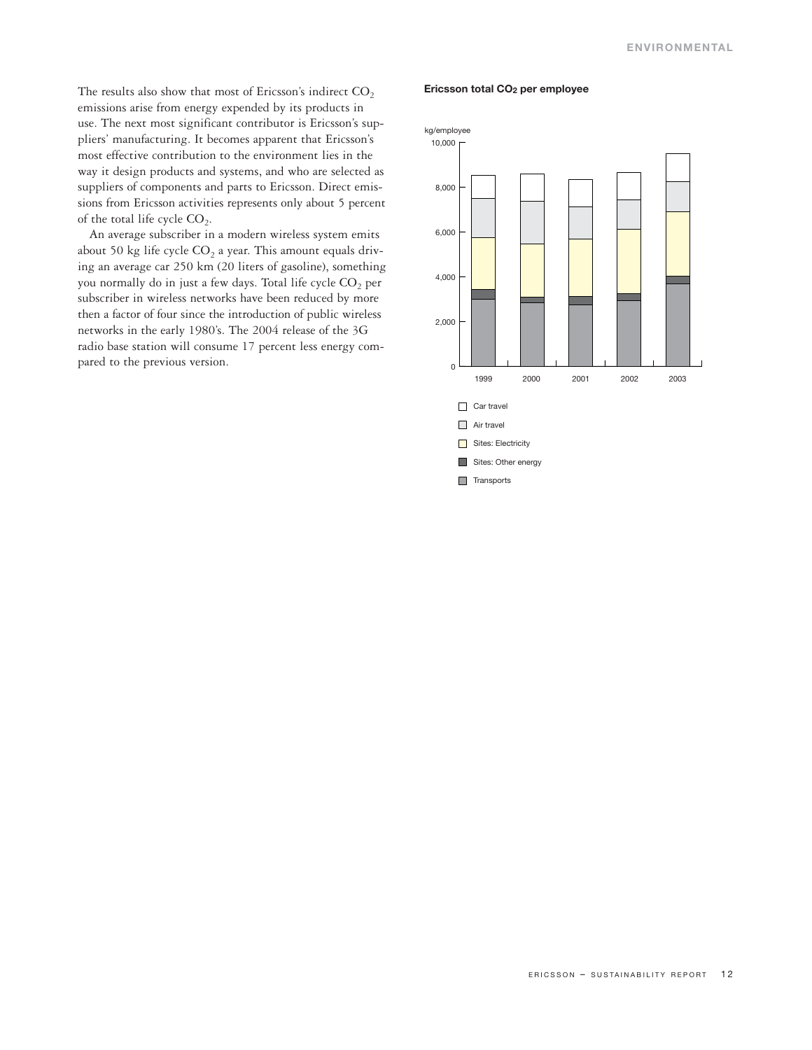The results also show that most of Ericsson's indirect $CO_2$ emissions arise from energy expended by its products in use. The next most significant contributor is Ericsson's suppliers' manufacturing. It becomes apparent that Ericsson's most effective contribution to the environment lies in the way it design products and systems, and who are selected as suppliers of components and parts to Ericsson. Direct emissions from Ericsson activities represents only about 5 percent of the total life cycle $CO_2$.

An average subscriber in a modern wireless system emits about 50 kg life cycle $CO_2$ a year. This amount equals driving an average car 250 km (20 liters of gasoline), something you normally do in just a few days. Total life cycle $CO_2$ per subscriber in wireless networks have been reduced by more then a factor of four since the introduction of public wireless networks in the early 1980's. The 2004 release of the 3G radio base station will consume 17 percent less energy compared to the previous version.

**Ericsson total $CO_2$ per employee**

kg/employee

10,000
8,000
6,000
4,000
2,000
0

1999 2000 2001 2002 2003

Car travel
Air travel
Sites: Electricity
Sites: Other energy
Transports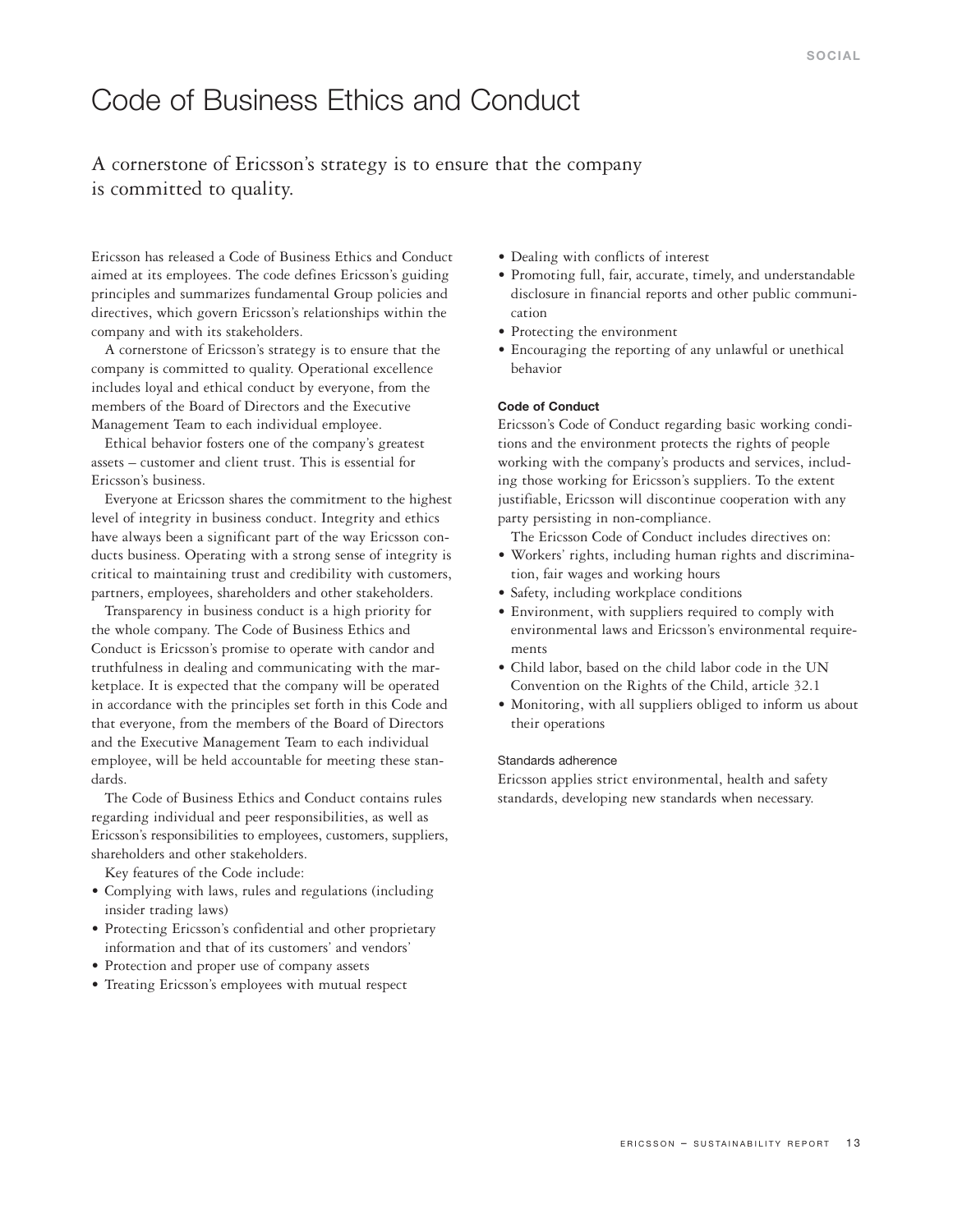# Code of Business Ethics and Conduct

A cornerstone of Ericsson's strategy is to ensure that the company is committed to quality.

Ericsson has released a Code of Business Ethics and Conduct aimed at its employees. The code defines Ericsson's guiding principles and summarizes fundamental Group policies and directives, which govern Ericsson's relationships within the company and with its stakeholders.

A cornerstone of Ericsson's strategy is to ensure that the company is committed to quality. Operational excellence includes loyal and ethical conduct by everyone, from the members of the Board of Directors and the Executive Management Team to each individual employee.

Ethical behavior fosters one of the company's greatest assets – customer and client trust. This is essential for Ericsson's business.

Everyone at Ericsson shares the commitment to the highest level of integrity in business conduct. Integrity and ethics have always been a significant part of the way Ericsson conducts business. Operating with a strong sense of integrity is critical to maintaining trust and credibility with customers, partners, employees, shareholders and other stakeholders.

Transparency in business conduct is a high priority for the whole company. The Code of Business Ethics and Conduct is Ericsson's promise to operate with candor and truthfulness in dealing and communicating with the marketplace. It is expected that the company will be operated in accordance with the principles set forth in this Code and that everyone, from the members of the Board of Directors and the Executive Management Team to each individual employee, will be held accountable for meeting these standards.

The Code of Business Ethics and Conduct contains rules regarding individual and peer responsibilities, as well as Ericsson's responsibilities to employees, customers, suppliers, shareholders and other stakeholders.

Key features of the Code include:

- Complying with laws, rules and regulations (including insider trading laws)
- Protecting Ericsson's confidential and other proprietary information and that of its customers' and vendors'
- Protection and proper use of company assets
- Treating Ericsson's employees with mutual respect
- Dealing with conflicts of interest
- Promoting full, fair, accurate, timely, and understandable disclosure in financial reports and other public communication
- Protecting the environment
- Encouraging the reporting of any unlawful or unethical behavior

### Code of Conduct

Ericsson's Code of Conduct regarding basic working conditions and the environment protects the rights of people working with the company's products and services, including those working for Ericsson's suppliers. To the extent justifiable, Ericsson will discontinue cooperation with any party persisting in non-compliance.

The Ericsson Code of Conduct includes directives on:

- Workers' rights, including human rights and discrimination, fair wages and working hours
- Safety, including workplace conditions
- Environment, with suppliers required to comply with environmental laws and Ericsson's environmental requirements
- Child labor, based on the child labor code in the UN Convention on the Rights of the Child, article 32.1
- Monitoring, with all suppliers obliged to inform us about their operations

#### Standards adherence

Ericsson applies strict environmental, health and safety standards, developing new standards when necessary.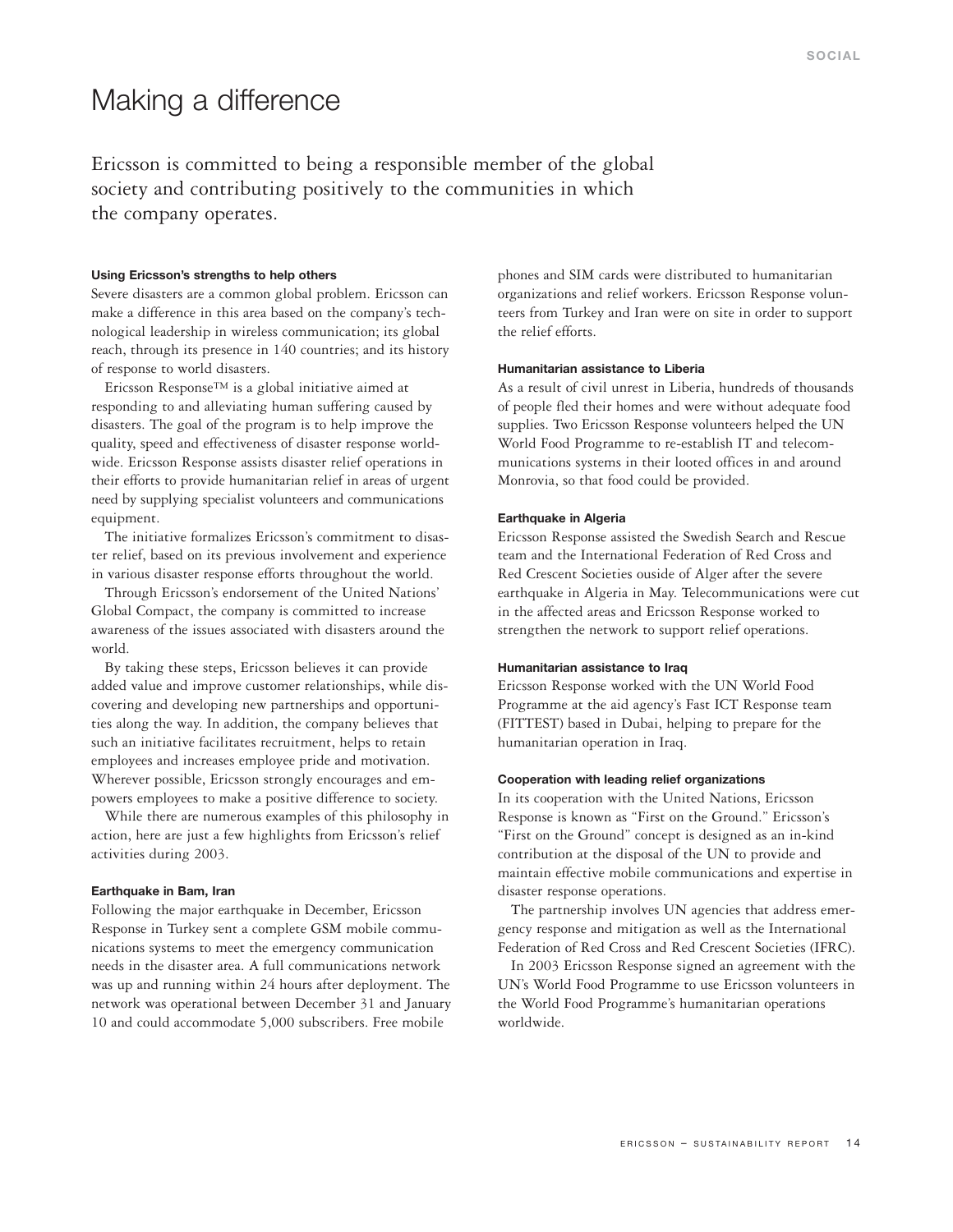# Making a difference

Ericsson is committed to being a responsible member of the global society and contributing positively to the communities in which the company operates.

### Using Ericsson's strengths to help others

Severe disasters are a common global problem. Ericsson can make a difference in this area based on the company's technological leadership in wireless communication; its global reach, through its presence in 140 countries; and its history of response to world disasters.

Ericsson Response™ is a global initiative aimed at responding to and alleviating human suffering caused by disasters. The goal of the program is to help improve the quality, speed and effectiveness of disaster response worldwide. Ericsson Response assists disaster relief operations in their efforts to provide humanitarian relief in areas of urgent need by supplying specialist volunteers and communications equipment.

The initiative formalizes Ericsson's commitment to disaster relief, based on its previous involvement and experience in various disaster response efforts throughout the world.

Through Ericsson's endorsement of the United Nations' Global Compact, the company is committed to increase awareness of the issues associated with disasters around the world.

By taking these steps, Ericsson believes it can provide added value and improve customer relationships, while discovering and developing new partnerships and opportunities along the way. In addition, the company believes that such an initiative facilitates recruitment, helps to retain employees and increases employee pride and motivation. Wherever possible, Ericsson strongly encourages and empowers employees to make a positive difference to society.

While there are numerous examples of this philosophy in action, here are just a few highlights from Ericsson's relief activities during 2003.

### Earthquake in Bam, Iran

Following the major earthquake in December, Ericsson Response in Turkey sent a complete GSM mobile communications systems to meet the emergency communication needs in the disaster area. A full communications network was up and running within 24 hours after deployment. The network was operational between December 31 and January 10 and could accommodate 5,000 subscribers. Free mobile phones and SIM cards were distributed to humanitarian organizations and relief workers. Ericsson Response volunteers from Turkey and Iran were on site in order to support the relief efforts.

### Humanitarian assistance to Liberia

As a result of civil unrest in Liberia, hundreds of thousands of people fled their homes and were without adequate food supplies. Two Ericsson Response volunteers helped the UN World Food Programme to re-establish IT and telecommunications systems in their looted offices in and around Monrovia, so that food could be provided.

### Earthquake in Algeria

Ericsson Response assisted the Swedish Search and Rescue team and the International Federation of Red Cross and Red Crescent Societies ouside of Alger after the severe earthquake in Algeria in May. Telecommunications were cut in the affected areas and Ericsson Response worked to strengthen the network to support relief operations.

### Humanitarian assistance to Iraq

Ericsson Response worked with the UN World Food Programme at the aid agency's Fast ICT Response team (FITTEST) based in Dubai, helping to prepare for the humanitarian operation in Iraq.

### Cooperation with leading relief organizations

In its cooperation with the United Nations, Ericsson Response is known as "First on the Ground." Ericsson's "First on the Ground" concept is designed as an in-kind contribution at the disposal of the UN to provide and maintain effective mobile communications and expertise in disaster response operations.

The partnership involves UN agencies that address emergency response and mitigation as well as the International Federation of Red Cross and Red Crescent Societies (IFRC).

In 2003 Ericsson Response signed an agreement with the UN's World Food Programme to use Ericsson volunteers in the World Food Programme's humanitarian operations worldwide.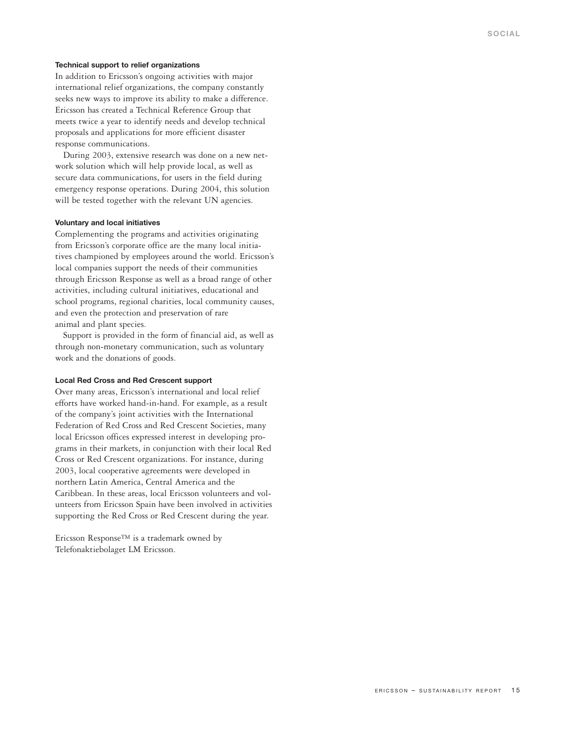### Technical support to relief organizations

In addition to Ericsson's ongoing activities with major international relief organizations, the company constantly seeks new ways to improve its ability to make a difference. Ericsson has created a Technical Reference Group that meets twice a year to identify needs and develop technical proposals and applications for more efficient disaster response communications.

During 2003, extensive research was done on a new network solution which will help provide local, as well as secure data communications, for users in the field during emergency response operations. During 2004, this solution will be tested together with the relevant UN agencies.

### Voluntary and local initiatives

Complementing the programs and activities originating from Ericsson's corporate office are the many local initiatives championed by employees around the world. Ericsson's local companies support the needs of their communities through Ericsson Response as well as a broad range of other activities, including cultural initiatives, educational and school programs, regional charities, local community causes, and even the protection and preservation of rare animal and plant species.

Support is provided in the form of financial aid, as well as through non-monetary communication, such as voluntary work and the donations of goods.

### Local Red Cross and Red Crescent support

Over many areas, Ericsson's international and local relief efforts have worked hand-in-hand. For example, as a result of the company's joint activities with the International Federation of Red Cross and Red Crescent Societies, many local Ericsson offices expressed interest in developing programs in their markets, in conjunction with their local Red Cross or Red Crescent organizations. For instance, during 2003, local cooperative agreements were developed in northern Latin America, Central America and the Caribbean. In these areas, local Ericsson volunteers and volunteers from Ericsson Spain have been involved in activities supporting the Red Cross or Red Crescent during the year.

Ericsson Response™ is a trademark owned by Telefonaktiebolaget LM Ericsson.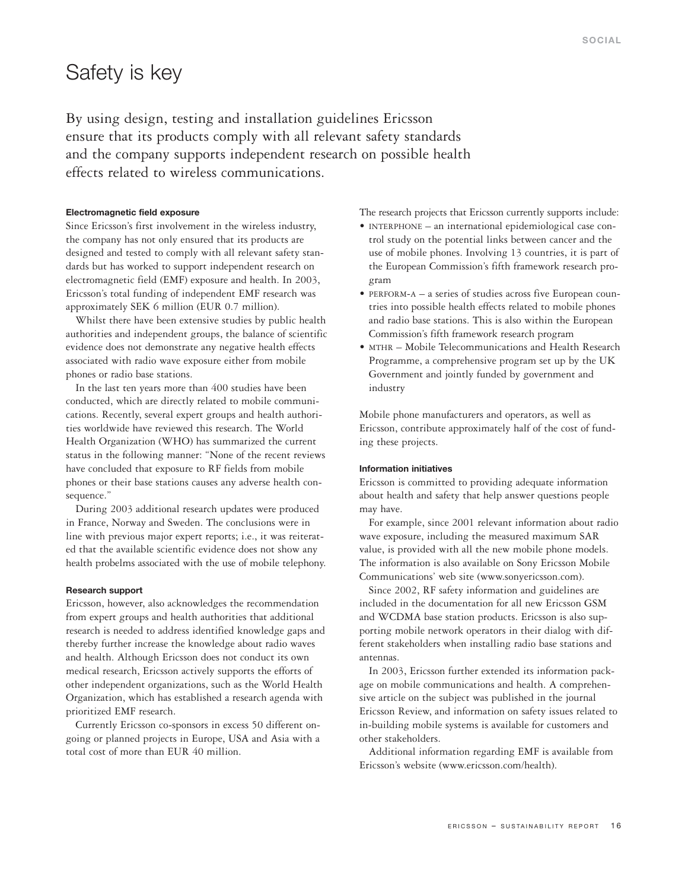# Safety is key

By using design, testing and installation guidelines Ericsson ensure that its products comply with all relevant safety standards and the company supports independent research on possible health effects related to wireless communications.

### Electromagnetic field exposure

Since Ericsson's first involvement in the wireless industry, the company has not only ensured that its products are designed and tested to comply with all relevant safety standards but has worked to support independent research on electromagnetic field (EMF) exposure and health. In 2003, Ericsson's total funding of independent EMF research was approximately SEK 6 million (EUR 0.7 million).

Whilst there have been extensive studies by public health authorities and independent groups, the balance of scientific evidence does not demonstrate any negative health effects associated with radio wave exposure either from mobile phones or radio base stations.

In the last ten years more than 400 studies have been conducted, which are directly related to mobile communications. Recently, several expert groups and health authorities worldwide have reviewed this research. The World Health Organization (WHO) has summarized the current status in the following manner: "None of the recent reviews have concluded that exposure to RF fields from mobile phones or their base stations causes any adverse health consequence."

During 2003 additional research updates were produced in France, Norway and Sweden. The conclusions were in line with previous major expert reports; i.e., it was reiterated that the available scientific evidence does not show any health probelms associated with the use of mobile telephony.

### Research support

Ericsson, however, also acknowledges the recommendation from expert groups and health authorities that additional research is needed to address identified knowledge gaps and thereby further increase the knowledge about radio waves and health. Although Ericsson does not conduct its own medical research, Ericsson actively supports the efforts of other independent organizations, such as the World Health Organization, which has established a research agenda with prioritized EMF research.

Currently Ericsson co-sponsors in excess 50 different ongoing or planned projects in Europe, USA and Asia with a total cost of more than EUR 40 million.

The research projects that Ericsson currently supports include:

- INTERPHONE – an international epidemiological case control study on the potential links between cancer and the use of mobile phones. Involving 13 countries, it is part of the European Commission's fifth framework research program
- PERFORM-A – a series of studies across five European countries into possible health effects related to mobile phones and radio base stations. This is also within the European Commission's fifth framework research program
- MTHR – Mobile Telecommunications and Health Research Programme, a comprehensive program set up by the UK Government and jointly funded by government and industry

Mobile phone manufacturers and operators, as well as Ericsson, contribute approximately half of the cost of funding these projects.

### Information initiatives

Ericsson is committed to providing adequate information about health and safety that help answer questions people may have.

For example, since 2001 relevant information about radio wave exposure, including the measured maximum SAR value, is provided with all the new mobile phone models. The information is also available on Sony Ericsson Mobile Communications' web site (www.sonyericsson.com).

Since 2002, RF safety information and guidelines are included in the documentation for all new Ericsson GSM and WCDMA base station products. Ericsson is also supporting mobile network operators in their dialog with different stakeholders when installing radio base stations and antennas.

In 2003, Ericsson further extended its information package on mobile communications and health. A comprehensive article on the subject was published in the journal Ericsson Review, and information on safety issues related to in-building mobile systems is available for customers and other stakeholders.

Additional information regarding EMF is available from Ericsson's website (www.ericsson.com/health).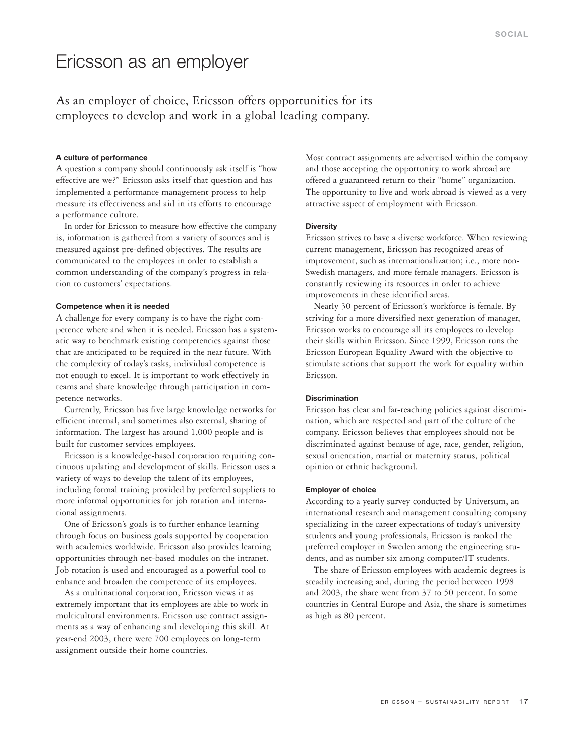# Ericsson as an employer

As an employer of choice, Ericsson offers opportunities for its employees to develop and work in a global leading company.

### A culture of performance

A question a company should continuously ask itself is "how effective are we?" Ericsson asks itself that question and has implemented a performance management process to help measure its effectiveness and aid in its efforts to encourage a performance culture.

In order for Ericsson to measure how effective the company is, information is gathered from a variety of sources and is measured against pre-defined objectives. The results are communicated to the employees in order to establish a common understanding of the company's progress in relation to customers' expectations.

### Competence when it is needed

A challenge for every company is to have the right competence where and when it is needed. Ericsson has a systematic way to benchmark existing competencies against those that are anticipated to be required in the near future. With the complexity of today's tasks, individual competence is not enough to excel. It is important to work effectively in teams and share knowledge through participation in competence networks.

Currently, Ericsson has five large knowledge networks for efficient internal, and sometimes also external, sharing of information. The largest has around 1,000 people and is built for customer services employees.

Ericsson is a knowledge-based corporation requiring continuous updating and development of skills. Ericsson uses a variety of ways to develop the talent of its employees, including formal training provided by preferred suppliers to more informal opportunities for job rotation and international assignments.

One of Ericsson's goals is to further enhance learning through focus on business goals supported by cooperation with academies worldwide. Ericsson also provides learning opportunities through net-based modules on the intranet. Job rotation is used and encouraged as a powerful tool to enhance and broaden the competence of its employees.

As a multinational corporation, Ericsson views it as extremely important that its employees are able to work in multicultural environments. Ericsson use contract assignments as a way of enhancing and developing this skill. At year-end 2003, there were 700 employees on long-term assignment outside their home countries.

Most contract assignments are advertised within the company and those accepting the opportunity to work abroad are offered a guaranteed return to their "home" organization. The opportunity to live and work abroad is viewed as a very attractive aspect of employment with Ericsson.

### Diversity

Ericsson strives to have a diverse workforce. When reviewing current management, Ericsson has recognized areas of improvement, such as internationalization; i.e., more non-Swedish managers, and more female managers. Ericsson is constantly reviewing its resources in order to achieve improvements in these identified areas.

Nearly 30 percent of Ericsson's workforce is female. By striving for a more diversified next generation of manager, Ericsson works to encourage all its employees to develop their skills within Ericsson. Since 1999, Ericsson runs the Ericsson European Equality Award with the objective to stimulate actions that support the work for equality within Ericsson.

### Discrimination

Ericsson has clear and far-reaching policies against discrimination, which are respected and part of the culture of the company. Ericsson believes that employees should not be discriminated against because of age, race, gender, religion, sexual orientation, martial or maternity status, political opinion or ethnic background.

### Employer of choice

According to a yearly survey conducted by Universum, an international research and management consulting company specializing in the career expectations of today's university students and young professionals, Ericsson is ranked the preferred employer in Sweden among the engineering students, and as number six among computer/IT students.

The share of Ericsson employees with academic degrees is steadily increasing and, during the period between 1998 and 2003, the share went from 37 to 50 percent. In some countries in Central Europe and Asia, the share is sometimes as high as 80 percent.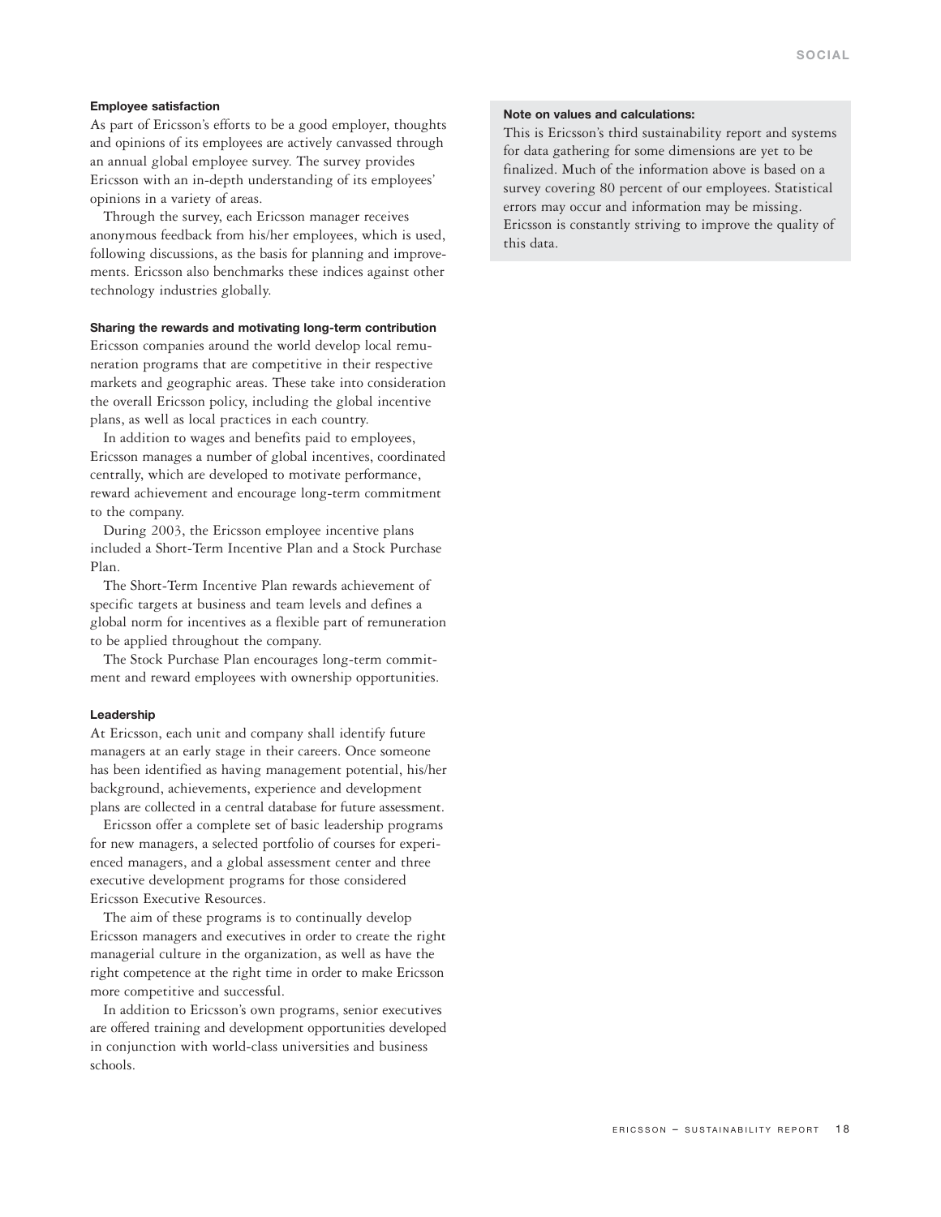### Employee satisfaction

As part of Ericsson's efforts to be a good employer, thoughts and opinions of its employees are actively canvassed through an annual global employee survey. The survey provides Ericsson with an in-depth understanding of its employees' opinions in a variety of areas.

Through the survey, each Ericsson manager receives anonymous feedback from his/her employees, which is used, following discussions, as the basis for planning and improvements. Ericsson also benchmarks these indices against other technology industries globally.

### Sharing the rewards and motivating long-term contribution

Ericsson companies around the world develop local remuneration programs that are competitive in their respective markets and geographic areas. These take into consideration the overall Ericsson policy, including the global incentive plans, as well as local practices in each country.

In addition to wages and benefits paid to employees, Ericsson manages a number of global incentives, coordinated centrally, which are developed to motivate performance, reward achievement and encourage long-term commitment to the company.

During 2003, the Ericsson employee incentive plans included a Short-Term Incentive Plan and a Stock Purchase Plan.

The Short-Term Incentive Plan rewards achievement of specific targets at business and team levels and defines a global norm for incentives as a flexible part of remuneration to be applied throughout the company.

The Stock Purchase Plan encourages long-term commitment and reward employees with ownership opportunities.

### Leadership

At Ericsson, each unit and company shall identify future managers at an early stage in their careers. Once someone has been identified as having management potential, his/her background, achievements, experience and development plans are collected in a central database for future assessment.

Ericsson offer a complete set of basic leadership programs for new managers, a selected portfolio of courses for experienced managers, and a global assessment center and three executive development programs for those considered Ericsson Executive Resources.

The aim of these programs is to continually develop Ericsson managers and executives in order to create the right managerial culture in the organization, as well as have the right competence at the right time in order to make Ericsson more competitive and successful.

In addition to Ericsson's own programs, senior executives are offered training and development opportunities developed in conjunction with world-class universities and business schools.

**Note on values and calculations:**

This is Ericsson's third sustainability report and systems for data gathering for some dimensions are yet to be finalized. Much of the information above is based on a survey covering 80 percent of our employees. Statistical errors may occur and information may be missing. Ericsson is constantly striving to improve the quality of this data.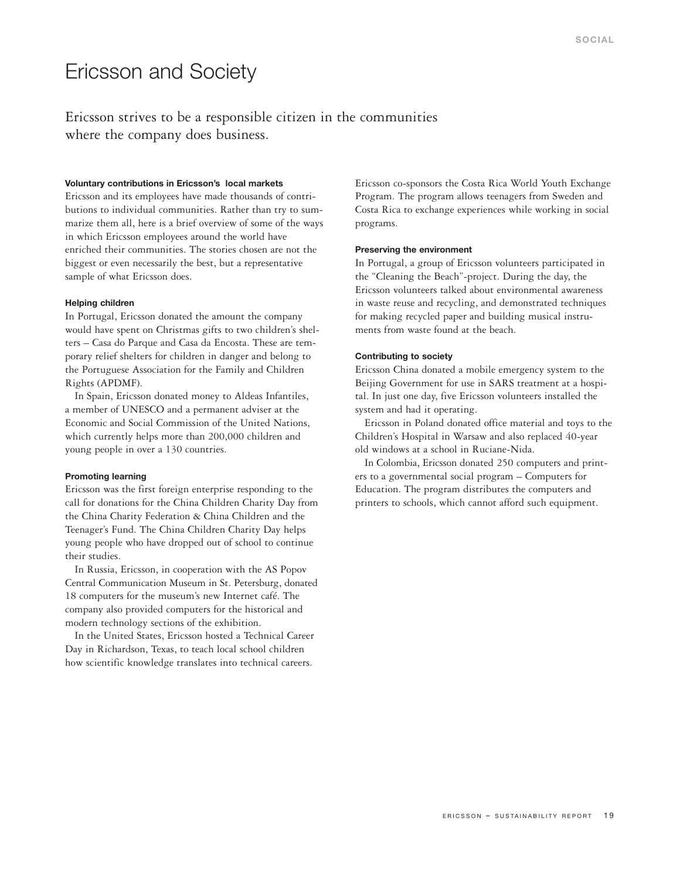# Ericsson and Society

Ericsson strives to be a responsible citizen in the communities where the company does business.

#### Voluntary contributions in Ericsson's local markets

Ericsson and its employees have made thousands of contributions to individual communities. Rather than try to summarize them all, here is a brief overview of some of the ways in which Ericsson employees around the world have enriched their communities. The stories chosen are not the biggest or even necessarily the best, but a representative sample of what Ericsson does.

#### Helping children

In Portugal, Ericsson donated the amount the company would have spent on Christmas gifts to two children's shelters – Casa do Parque and Casa da Encosta. These are temporary relief shelters for children in danger and belong to the Portuguese Association for the Family and Children Rights (APDMF).

In Spain, Ericsson donated money to Aldeas Infantiles, a member of UNESCO and a permanent adviser at the Economic and Social Commission of the United Nations, which currently helps more than 200,000 children and young people in over a 130 countries.

#### Promoting learning

Ericsson was the first foreign enterprise responding to the call for donations for the China Children Charity Day from the China Charity Federation & China Children and the Teenager's Fund. The China Children Charity Day helps young people who have dropped out of school to continue their studies.

In Russia, Ericsson, in cooperation with the AS Popov Central Communication Museum in St. Petersburg, donated 18 computers for the museum's new Internet café. The company also provided computers for the historical and modern technology sections of the exhibition.

In the United States, Ericsson hosted a Technical Career Day in Richardson, Texas, to teach local school children how scientific knowledge translates into technical careers.

Ericsson co-sponsors the Costa Rica World Youth Exchange Program. The program allows teenagers from Sweden and Costa Rica to exchange experiences while working in social programs.

#### Preserving the environment

In Portugal, a group of Ericsson volunteers participated in the "Cleaning the Beach"-project. During the day, the Ericsson volunteers talked about environmental awareness in waste reuse and recycling, and demonstrated techniques for making recycled paper and building musical instruments from waste found at the beach.

#### Contributing to society

Ericsson China donated a mobile emergency system to the Beijing Government for use in SARS treatment at a hospital. In just one day, five Ericsson volunteers installed the system and had it operating.

Ericsson in Poland donated office material and toys to the Children's Hospital in Warsaw and also replaced 40-year old windows at a school in Ruciane-Nida.

In Colombia, Ericsson donated 250 computers and printers to a governmental social program – Computers for Education. The program distributes the computers and printers to schools, which cannot afford such equipment.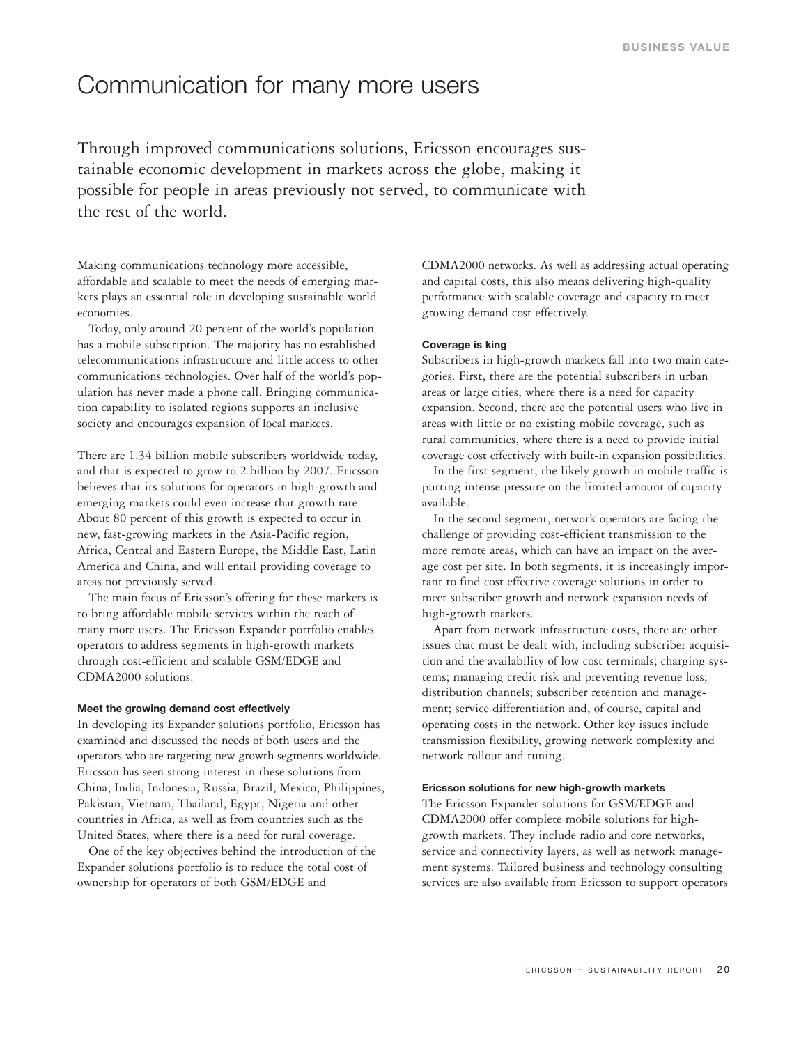# Communication for many more users

Through improved communications solutions, Ericsson encourages sustainable economic development in markets across the globe, making it possible for people in areas previously not served, to communicate with the rest of the world.

Making communications technology more accessible, affordable and scalable to meet the needs of emerging markets plays an essential role in developing sustainable world economies.

Today, only around 20 percent of the world's population has a mobile subscription. The majority has no established telecommunications infrastructure and little access to other communications technologies. Over half of the world's population has never made a phone call. Bringing communication capability to isolated regions supports an inclusive society and encourages expansion of local markets.

There are 1.34 billion mobile subscribers worldwide today, and that is expected to grow to 2 billion by 2007. Ericsson believes that its solutions for operators in high-growth and emerging markets could even increase that growth rate. About 80 percent of this growth is expected to occur in new, fast-growing markets in the Asia-Pacific region, Africa, Central and Eastern Europe, the Middle East, Latin America and China, and will entail providing coverage to areas not previously served.

The main focus of Ericsson's offering for these markets is to bring affordable mobile services within the reach of many more users. The Ericsson Expander portfolio enables operators to address segments in high-growth markets through cost-efficient and scalable GSM/EDGE and CDMA2000 solutions.

### Meet the growing demand cost effectively

In developing its Expander solutions portfolio, Ericsson has examined and discussed the needs of both users and the operators who are targeting new growth segments worldwide. Ericsson has seen strong interest in these solutions from China, India, Indonesia, Russia, Brazil, Mexico, Philippines, Pakistan, Vietnam, Thailand, Egypt, Nigeria and other countries in Africa, as well as from countries such as the United States, where there is a need for rural coverage.

One of the key objectives behind the introduction of the Expander solutions portfolio is to reduce the total cost of ownership for operators of both GSM/EDGE and CDMA2000 networks. As well as addressing actual operating and capital costs, this also means delivering high-quality performance with scalable coverage and capacity to meet growing demand cost effectively.

### Coverage is king

Subscribers in high-growth markets fall into two main categories. First, there are the potential subscribers in urban areas or large cities, where there is a need for capacity expansion. Second, there are the potential users who live in areas with little or no existing mobile coverage, such as rural communities, where there is a need to provide initial coverage cost effectively with built-in expansion possibilities.

In the first segment, the likely growth in mobile traffic is putting intense pressure on the limited amount of capacity available.

In the second segment, network operators are facing the challenge of providing cost-efficient transmission to the more remote areas, which can have an impact on the average cost per site. In both segments, it is increasingly important to find cost effective coverage solutions in order to meet subscriber growth and network expansion needs of high-growth markets.

Apart from network infrastructure costs, there are other issues that must be dealt with, including subscriber acquisition and the availability of low cost terminals; charging systems; managing credit risk and preventing revenue loss; distribution channels; subscriber retention and management; service differentiation and, of course, capital and operating costs in the network. Other key issues include transmission flexibility, growing network complexity and network rollout and tuning.

### Ericsson solutions for new high-growth markets

The Ericsson Expander solutions for GSM/EDGE and CDMA2000 offer complete mobile solutions for high-growth markets. They include radio and core networks, service and connectivity layers, as well as network management systems. Tailored business and technology consulting services are also available from Ericsson to support operators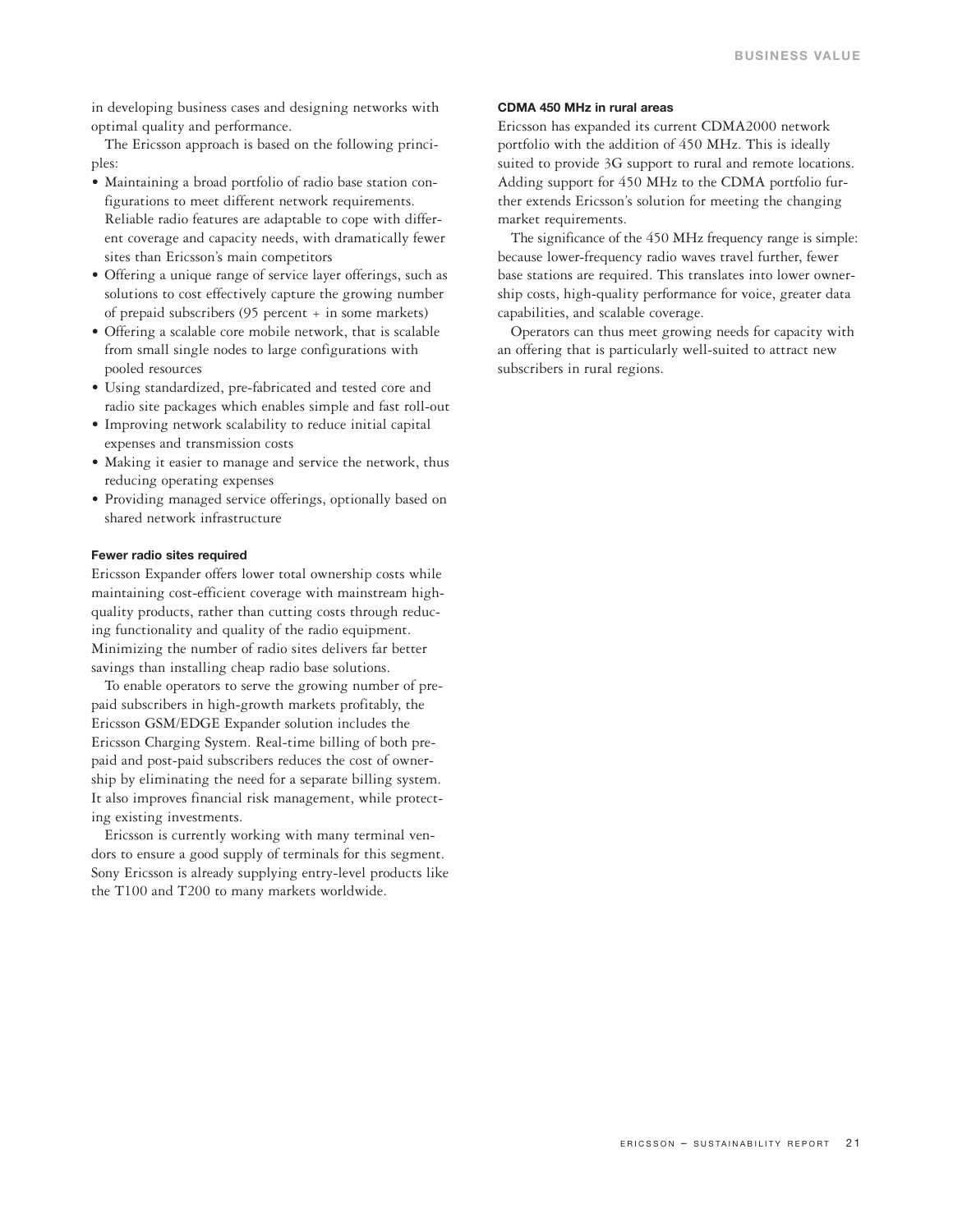in developing business cases and designing networks with optimal quality and performance.

The Ericsson approach is based on the following principles:

- Maintaining a broad portfolio of radio base station configurations to meet different network requirements. Reliable radio features are adaptable to cope with different coverage and capacity needs, with dramatically fewer sites than Ericsson's main competitors
- Offering a unique range of service layer offerings, such as solutions to cost effectively capture the growing number of prepaid subscribers (95 percent + in some markets)
- Offering a scalable core mobile network, that is scalable from small single nodes to large configurations with pooled resources
- Using standardized, pre-fabricated and tested core and radio site packages which enables simple and fast roll-out
- Improving network scalability to reduce initial capital expenses and transmission costs
- Making it easier to manage and service the network, thus reducing operating expenses
- Providing managed service offerings, optionally based on shared network infrastructure

#### Fewer radio sites required

Ericsson Expander offers lower total ownership costs while maintaining cost-efficient coverage with mainstream high-quality products, rather than cutting costs through reducing functionality and quality of the radio equipment. Minimizing the number of radio sites delivers far better savings than installing cheap radio base solutions.

To enable operators to serve the growing number of prepaid subscribers in high-growth markets profitably, the Ericsson GSM/EDGE Expander solution includes the Ericsson Charging System. Real-time billing of both prepaid and post-paid subscribers reduces the cost of ownership by eliminating the need for a separate billing system. It also improves financial risk management, while protecting existing investments.

Ericsson is currently working with many terminal vendors to ensure a good supply of terminals for this segment. Sony Ericsson is already supplying entry-level products like the T100 and T200 to many markets worldwide.

#### CDMA 450 MHz in rural areas

Ericsson has expanded its current CDMA2000 network portfolio with the addition of 450 MHz. This is ideally suited to provide 3G support to rural and remote locations. Adding support for 450 MHz to the CDMA portfolio further extends Ericsson's solution for meeting the changing market requirements.

The significance of the 450 MHz frequency range is simple: because lower-frequency radio waves travel further, fewer base stations are required. This translates into lower ownership costs, high-quality performance for voice, greater data capabilities, and scalable coverage.

Operators can thus meet growing needs for capacity with an offering that is particularly well-suited to attract new subscribers in rural regions.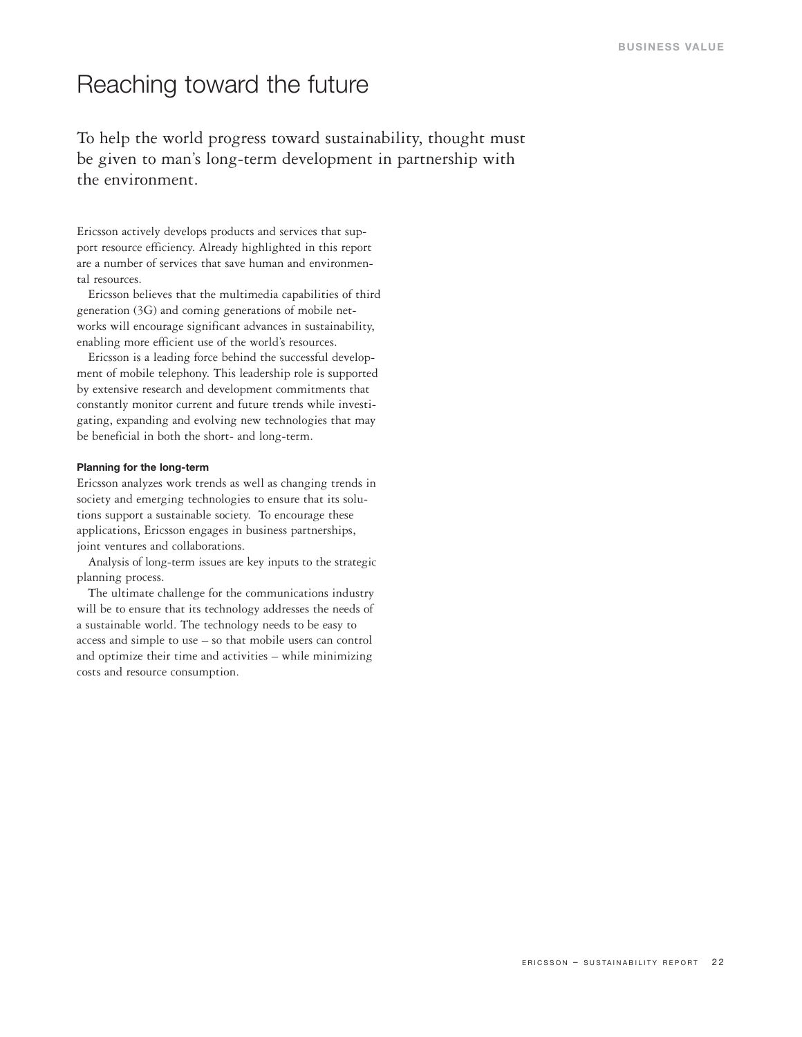# Reaching toward the future

To help the world progress toward sustainability, thought must be given to man's long-term development in partnership with the environment.

Ericsson actively develops products and services that support resource efficiency. Already highlighted in this report are a number of services that save human and environmental resources.

Ericsson believes that the multimedia capabilities of third generation (3G) and coming generations of mobile networks will encourage significant advances in sustainability, enabling more efficient use of the world's resources.

Ericsson is a leading force behind the successful development of mobile telephony. This leadership role is supported by extensive research and development commitments that constantly monitor current and future trends while investigating, expanding and evolving new technologies that may be beneficial in both the short- and long-term.

**Planning for the long-term**

Ericsson analyzes work trends as well as changing trends in society and emerging technologies to ensure that its solutions support a sustainable society. To encourage these applications, Ericsson engages in business partnerships, joint ventures and collaborations.

Analysis of long-term issues are key inputs to the strategic planning process.

The ultimate challenge for the communications industry will be to ensure that its technology addresses the needs of a sustainable world. The technology needs to be easy to access and simple to use – so that mobile users can control and optimize their time and activities – while minimizing costs and resource consumption.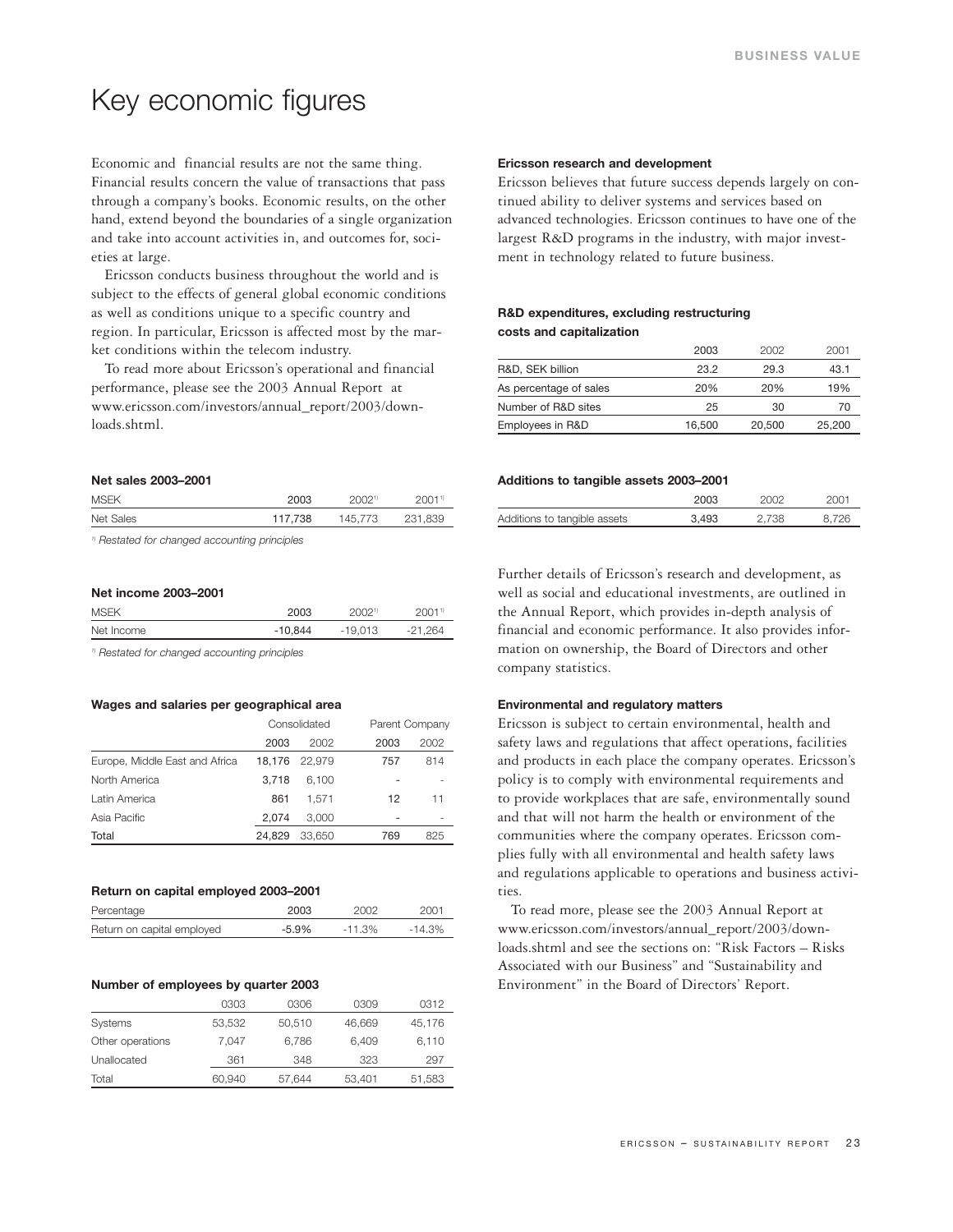# Key economic figures

Economic and financial results are not the same thing. Financial results concern the value of transactions that pass through a company's books. Economic results, on the other hand, extend beyond the boundaries of a single organization and take into account activities in, and outcomes for, societies at large.

Ericsson conducts business throughout the world and is subject to the effects of general global economic conditions as well as conditions unique to a specific country and region. In particular, Ericsson is affected most by the market conditions within the telecom industry.

To read more about Ericsson's operational and financial performance, please see the 2003 Annual Report at www.ericsson.com/investors/annual_report/2003/downloads.shtml.

**Net sales 2003–2001**

| MSEK | 2003 | 2002[1] | 2001[1] |
|---|---|---|---|
| Net Sales | 117,738 | 145,773 | 231,839 |

[1] *Restated for changed accounting principles*

**Net income 2003–2001**

| MSEK | 2003 | 2002[1] | 2001[1] |
|---|---|---|---|
| Net Income | -10,844 | -19,013 | -21,264 |

[1] *Restated for changed accounting principles*

**Wages and salaries per geographical area**

| | Consolidated | | Parent Company | |
|---|---|---|---|---|
| | 2003 | 2002 | 2003 | 2002 |
| Europe, Middle East and Africa | 18,176 | 22,979 | 757 | 814 |
| North America | 3,718 | 6,100 | - | - |
| Latin America | 861 | 1,571 | 12 | 11 |
| Asia Pacific | 2,074 | 3,000 | - | - |
| Total | 24,829 | 33,650 | 769 | 825 |

**Return on capital employed 2003–2001**

| Percentage | 2003 | 2002 | 2001 |
|---|---|---|---|
| Return on capital employed | -5.9% | -11.3% | -14.3% |

**Number of employees by quarter 2003**

| | 0303 | 0306 | 0309 | 0312 |
|---|---|---|---|---|
| Systems | 53,532 | 50,510 | 46,669 | 45,176 |
| Other operations | 7,047 | 6,786 | 6,409 | 6,110 |
| Unallocated | 361 | 348 | 323 | 297 |
| Total | 60,940 | 57,644 | 53,401 | 51,583 |

**Ericsson research and development**

Ericsson believes that future success depends largely on continued ability to deliver systems and services based on advanced technologies. Ericsson continues to have one of the largest R&D programs in the industry, with major investment in technology related to future business.

**R&D expenditures, excluding restructuring costs and capitalization**

| | 2003 | 2002 | 2001 |
|---|---|---|---|
| R&D, SEK billion | 23.2 | 29.3 | 43.1 |
| As percentage of sales | 20% | 20% | 19% |
| Number of R&D sites | 25 | 30 | 70 |
| Employees in R&D | 16,500 | 20,500 | 25,200 |

**Additions to tangible assets 2003–2001**

| | 2003 | 2002 | 2001 |
|---|---|---|---|
| Additions to tangible assets | 3,493 | 2,738 | 8,726 |

Further details of Ericsson's research and development, as well as social and educational investments, are outlined in the Annual Report, which provides in-depth analysis of financial and economic performance. It also provides information on ownership, the Board of Directors and other company statistics.

**Environmental and regulatory matters**

Ericsson is subject to certain environmental, health and safety laws and regulations that affect operations, facilities and products in each place the company operates. Ericsson's policy is to comply with environmental requirements and to provide workplaces that are safe, environmentally sound and that will not harm the health or environment of the communities where the company operates. Ericsson complies fully with all environmental and health safety laws and regulations applicable to operations and business activities.

To read more, please see the 2003 Annual Report at www.ericsson.com/investors/annual_report/2003/downloads.shtml and see the sections on: "Risk Factors – Risks Associated with our Business" and "Sustainability and Environment" in the Board of Directors' Report.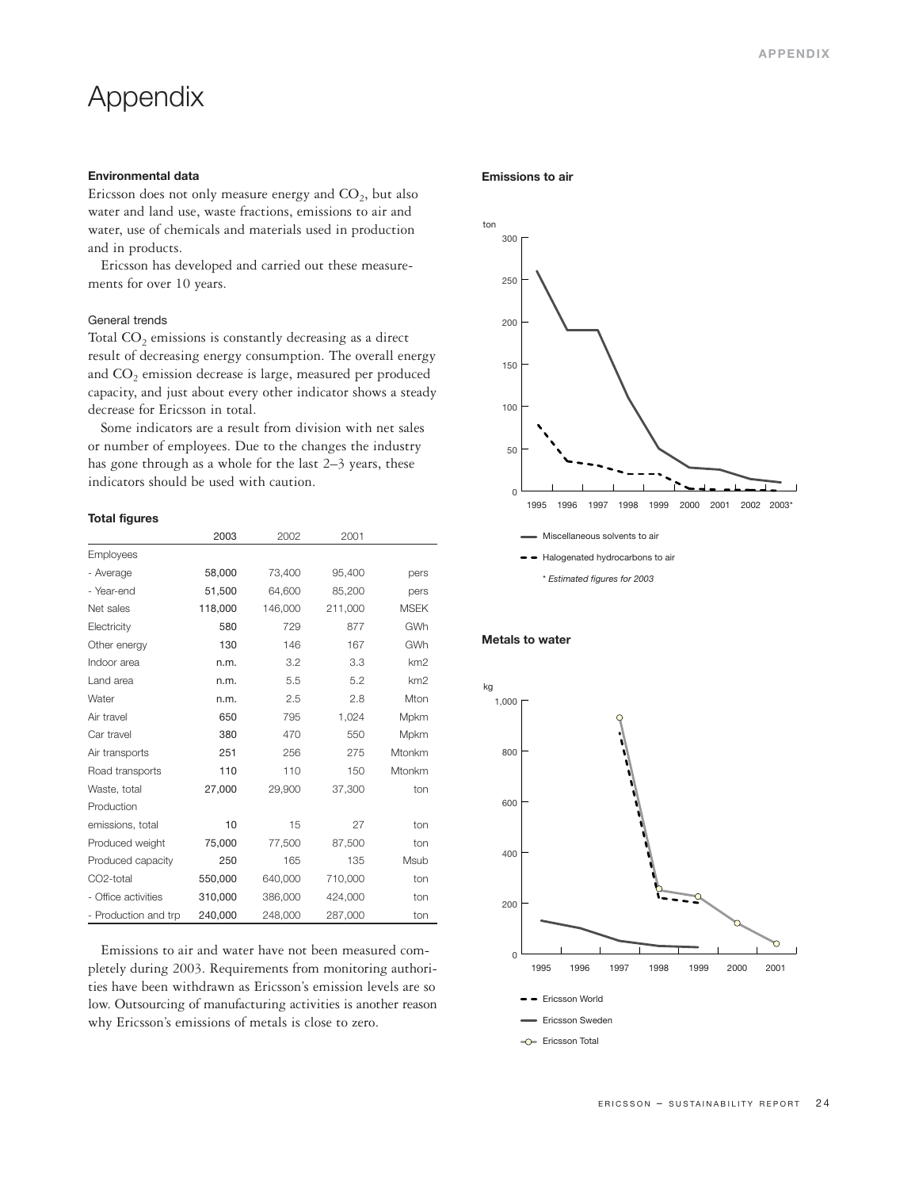# Appendix

### Environmental data

Ericsson does not only measure energy and $CO_2$, but also water and land use, waste fractions, emissions to air and water, use of chemicals and materials used in production and in products.

Ericsson has developed and carried out these measurements for over 10 years.

General trends

Total $CO_2$ emissions is constantly decreasing as a direct result of decreasing energy consumption. The overall energy and $CO_2$ emission decrease is large, measured per produced capacity, and just about every other indicator shows a steady decrease for Ericsson in total.

Some indicators are a result from division with net sales or number of employees. Due to the changes the industry has gone through as a whole for the last 2–3 years, these indicators should be used with caution.

### Total figures

| | 2003 | 2002 | 2001 | |
|---|---|---|---|---|
| Employees | | | | |
| - Average | 58,000 | 73,400 | 95,400 | pers |
| - Year-end | 51,500 | 64,600 | 85,200 | pers |
| Net sales | 118,000 | 146,000 | 211,000 | MSEK |
| Electricity | 580 | 729 | 877 | GWh |
| Other energy | 130 | 146 | 167 | GWh |
| Indoor area | n.m. | 3.2 | 3.3 | km2 |
| Land area | n.m. | 5.5 | 5.2 | km2 |
| Water | n.m. | 2.5 | 2.8 | Mton |
| Air travel | 650 | 795 | 1,024 | Mpkm |
| Car travel | 380 | 470 | 550 | Mpkm |
| Air transports | 251 | 256 | 275 | Mtonkm |
| Road transports | 110 | 110 | 150 | Mtonkm |
| Waste, total | 27,000 | 29,900 | 37,300 | ton |
| Production | | | | |
| emissions, total | 10 | 15 | 27 | ton |
| Produced weight | 75,000 | 77,500 | 87,500 | ton |
| Produced capacity | 250 | 165 | 135 | Msub |
| CO2-total | 550,000 | 640,000 | 710,000 | ton |
| - Office activities | 310,000 | 386,000 | 424,000 | ton |
| - Production and trp | 240,000 | 248,000 | 287,000 | ton |

Emissions to air and water have not been measured completely during 2003. Requirements from monitoring authorities have been withdrawn as Ericsson's emission levels are so low. Outsourcing of manufacturing activities is another reason why Ericsson's emissions of metals is close to zero.

### Emissions to air

ton
300
250
200
150
100
50
0
1995 1996 1997 1998 1999 2000 2001 2002 2003*

Miscellaneous solvents to air
Halogenated hydrocarbons to air

*\* Estimated figures for 2003*

### Metals to water

kg
1,000
800
600
400
200
0
1995 1996 1997 1998 1999 2000 2001

Ericsson World
Ericsson Sweden
Ericsson Total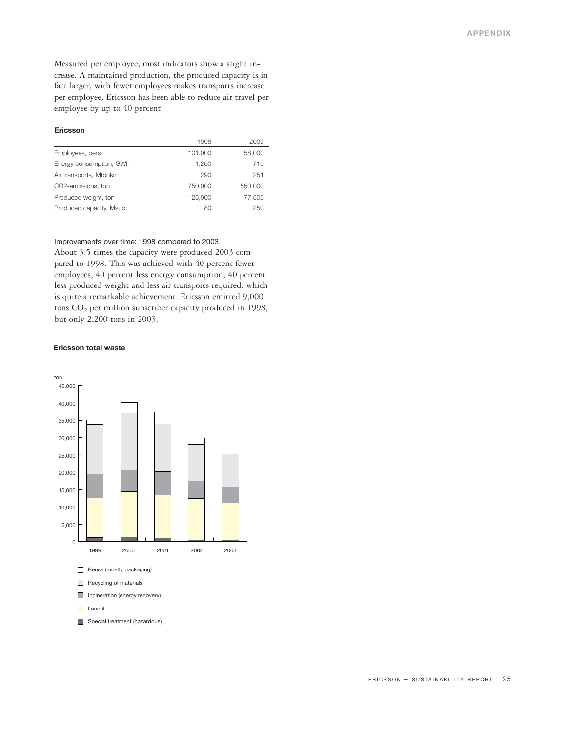Measured per employee, most indicators show a slight increase. A maintained production, the produced capacity is in fact larger, with fewer employees makes transports increase per employee. Ericsson has been able to reduce air travel per employee by up to 40 percent.

**Ericsson**

| | 1998 | 2003 |
|---|---|---|
| Employees, pers | 101,000 | 58,000 |
| Energy consumption, GWh | 1,200 | 710 |
| Air transports, Mtonkm | 290 | 251 |
| CO2-emissions, ton | 750,000 | 550,000 |
| Produced weight, ton | 125,000 | 77,500 |
| Produced capacity, Msub | 80 | 250 |

Improvements over time: 1998 compared to 2003

About 3.5 times the capacity were produced 2003 compared to 1998. This was achieved with 40 percent fewer employees, 40 percent less energy consumption, 40 percent less produced weight and less air transports required, which is quite a remarkable achievement. Ericsson emitted 9,000 tons $CO_2$ per million subscriber capacity produced in 1998, but only 2,200 tons in 2003.

**Ericsson total waste**

ton

45,000
40,000
35,000
30,000
25,000
20,000
15,000
10,000
5,000
0

1999
2000
2001
2002
2003

Reuse (mostly packaging)
Recycling of materials
Incineration (energy recovery)
Landfill
Special treatment (hazardous)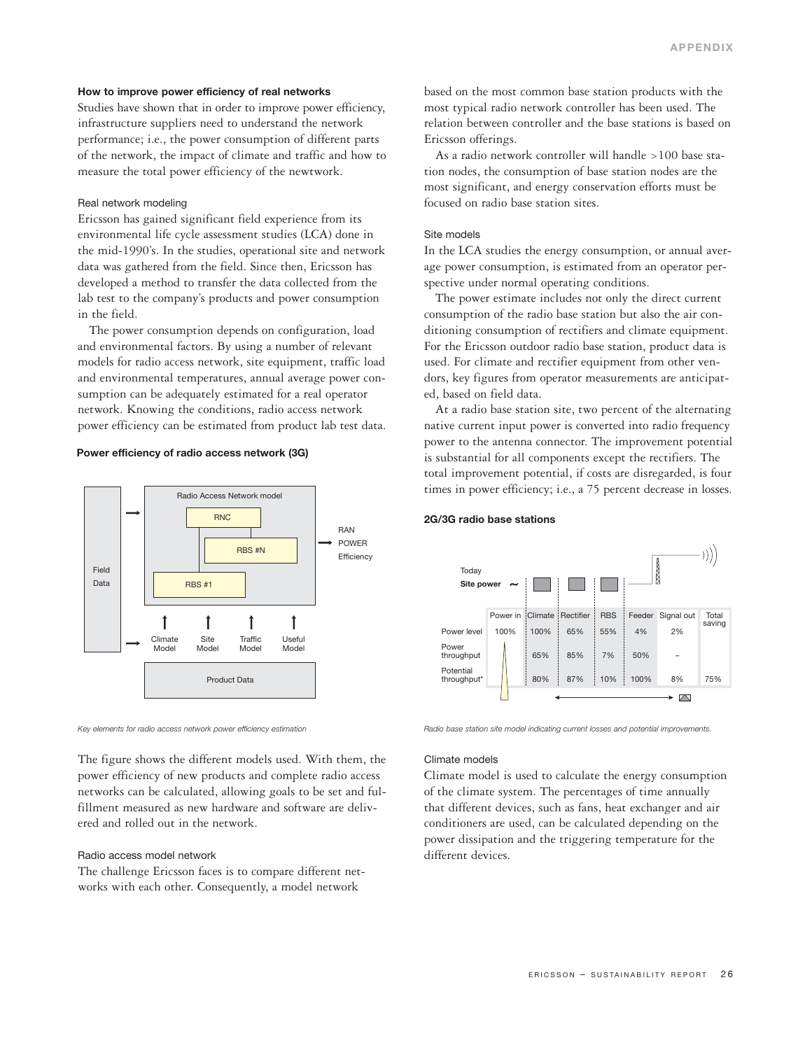### How to improve power efficiency of real networks

Studies have shown that in order to improve power efficiency, infrastructure suppliers need to understand the network performance; i.e., the power consumption of different parts of the network, the impact of climate and traffic and how to measure the total power efficiency of the newtwork.

#### Real network modeling

Ericsson has gained significant field experience from its environmental life cycle assessment studies (LCA) done in the mid-1990's. In the studies, operational site and network data was gathered from the field. Since then, Ericsson has developed a method to transfer the data collected from the lab test to the company's products and power consumption in the field.

The power consumption depends on configuration, load and environmental factors. By using a number of relevant models for radio access network, site equipment, traffic load and environmental temperatures, annual average power consumption can be adequately estimated for a real operator network. Knowing the conditions, radio access network power efficiency can be estimated from product lab test data.

**Power efficiency of radio access network (3G)**

Field Data

Radio Access Network model

RNC

RBS #N

RBS #1

RAN POWER Efficiency

Climate Model

Site Model

Traffic Model

Useful Model

Product Data

*Key elements for radio access network power efficiency estimation*

The figure shows the different models used. With them, the power efficiency of new products and complete radio access networks can be calculated, allowing goals to be set and fulfillment measured as new hardware and software are delivered and rolled out in the network.

#### Radio access model network

The challenge Ericsson faces is to compare different networks with each other. Consequently, a model network based on the most common base station products with the most typical radio network controller has been used. The relation between controller and the base stations is based on Ericsson offerings.

As a radio network controller will handle >100 base station nodes, the consumption of base station nodes are the most significant, and energy conservation efforts must be focused on radio base station sites.

#### Site models

In the LCA studies the energy consumption, or annual average power consumption, is estimated from an operator perspective under normal operating conditions.

The power estimate includes not only the direct current consumption of the radio base station but also the air conditioning consumption of rectifiers and climate equipment. For the Ericsson outdoor radio base station, product data is used. For climate and rectifier equipment from other vendors, key figures from operator measurements are anticipated, based on field data.

At a radio base station site, two percent of the alternating native current input power is converted into radio frequency power to the antenna connector. The improvement potential is substantial for all components except the rectifiers. The total improvement potential, if costs are disregarded, is four times in power efficiency; i.e., a 75 percent decrease in losses.

**2G/3G radio base stations**

Today

Site power

| | Power in | Climate | Rectifier | RBS | Feeder | Signal out | Total saving |
|---|---|---|---|---|---|---|---|
| Power level | 100% | 100% | 65% | 55% | 4% | 2% | |
| Power throughput | | 65% | 85% | 7% | 50% | – | |
| Potential throughput* | | 80% | 87% | 10% | 100% | 8% | 75% |

*Radio base station site model indicating current losses and potential improvements.*

#### Climate models

Climate model is used to calculate the energy consumption of the climate system. The percentages of time annually that different devices, such as fans, heat exchanger and air conditioners are used, can be calculated depending on the power dissipation and the triggering temperature for the different devices.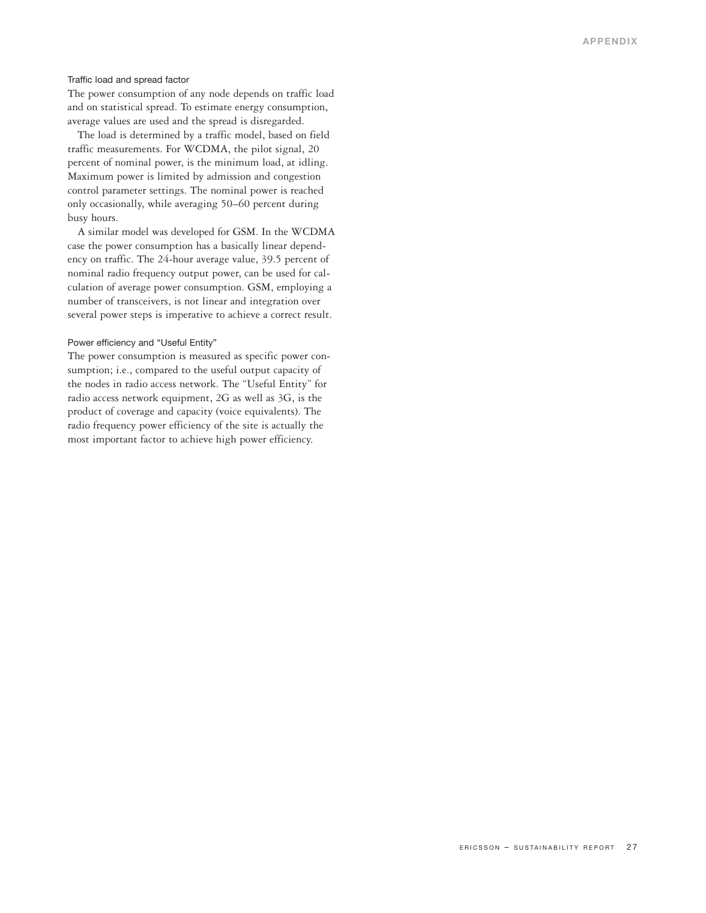### Traffic load and spread factor

The power consumption of any node depends on traffic load and on statistical spread. To estimate energy consumption, average values are used and the spread is disregarded.

The load is determined by a traffic model, based on field traffic measurements. For WCDMA, the pilot signal, 20 percent of nominal power, is the minimum load, at idling. Maximum power is limited by admission and congestion control parameter settings. The nominal power is reached only occasionally, while averaging 50–60 percent during busy hours.

A similar model was developed for GSM. In the WCDMA case the power consumption has a basically linear dependency on traffic. The 24-hour average value, 39.5 percent of nominal radio frequency output power, can be used for calculation of average power consumption. GSM, employing a number of transceivers, is not linear and integration over several power steps is imperative to achieve a correct result.

### Power efficiency and "Useful Entity"

The power consumption is measured as specific power consumption; i.e., compared to the useful output capacity of the nodes in radio access network. The "Useful Entity" for radio access network equipment, 2G as well as 3G, is the product of coverage and capacity (voice equivalents). The radio frequency power efficiency of the site is actually the most important factor to achieve high power efficiency.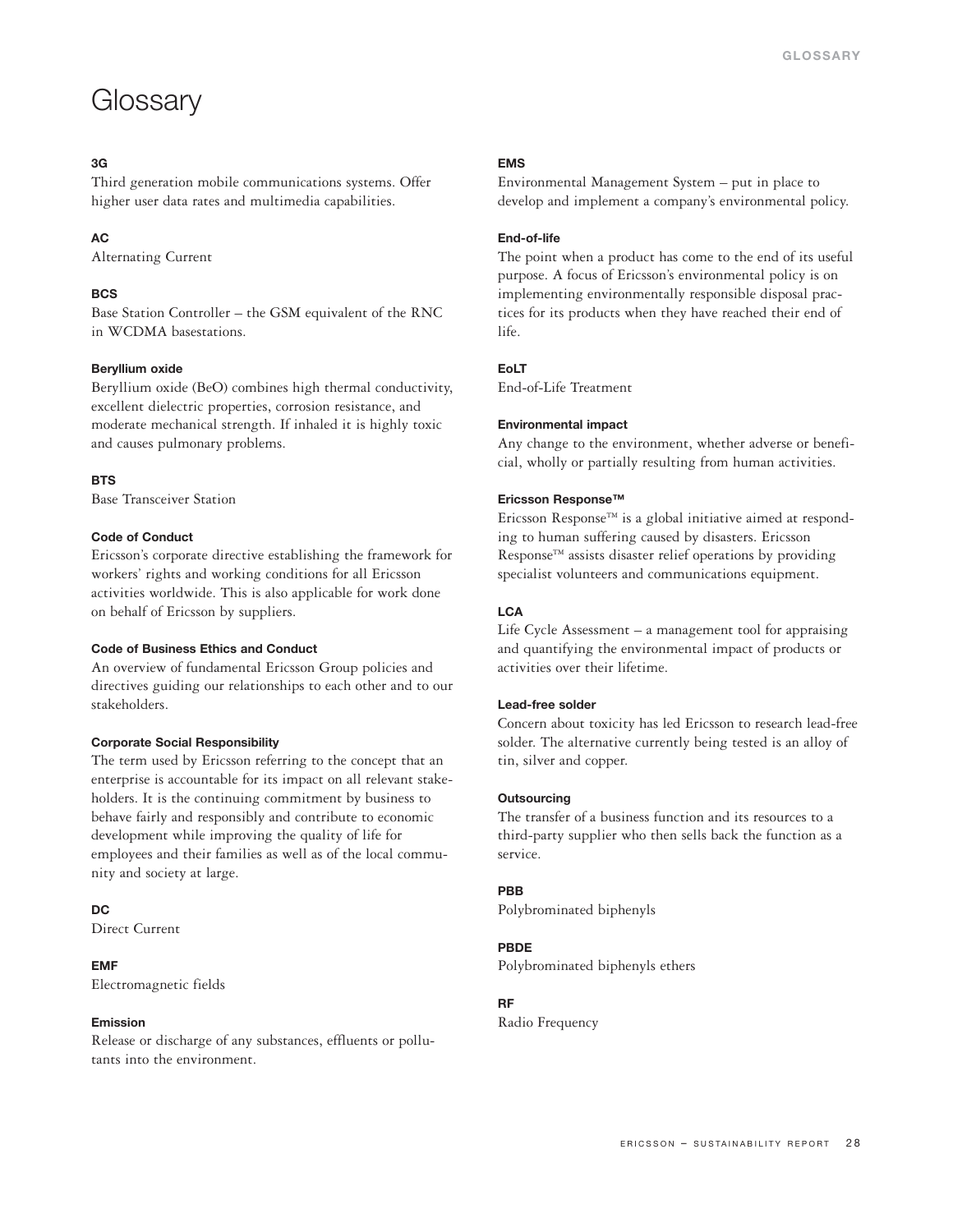# Glossary

**3G**
Third generation mobile communications systems. Offer higher user data rates and multimedia capabilities.

**AC**
Alternating Current

**BCS**
Base Station Controller – the GSM equivalent of the RNC in WCDMA basestations.

**Beryllium oxide**
Beryllium oxide (BeO) combines high thermal conductivity, excellent dielectric properties, corrosion resistance, and moderate mechanical strength. If inhaled it is highly toxic and causes pulmonary problems.

**BTS**
Base Transceiver Station

**Code of Conduct**
Ericsson's corporate directive establishing the framework for workers' rights and working conditions for all Ericsson activities worldwide. This is also applicable for work done on behalf of Ericsson by suppliers.

**Code of Business Ethics and Conduct**
An overview of fundamental Ericsson Group policies and directives guiding our relationships to each other and to our stakeholders.

**Corporate Social Responsibility**
The term used by Ericsson referring to the concept that an enterprise is accountable for its impact on all relevant stakeholders. It is the continuing commitment by business to behave fairly and responsibly and contribute to economic development while improving the quality of life for employees and their families as well as of the local community and society at large.

**DC**
Direct Current

**EMF**
Electromagnetic fields

**Emission**
Release or discharge of any substances, effluents or pollutants into the environment.

**EMS**
Environmental Management System – put in place to develop and implement a company's environmental policy.

**End-of-life**
The point when a product has come to the end of its useful purpose. A focus of Ericsson's environmental policy is on implementing environmentally responsible disposal practices for its products when they have reached their end of life.

**EoLT**
End-of-Life Treatment

**Environmental impact**
Any change to the environment, whether adverse or beneficial, wholly or partially resulting from human activities.

**Ericsson Response™**
Ericsson Response™ is a global initiative aimed at responding to human suffering caused by disasters. Ericsson Response™ assists disaster relief operations by providing specialist volunteers and communications equipment.

**LCA**
Life Cycle Assessment – a management tool for appraising and quantifying the environmental impact of products or activities over their lifetime.

**Lead-free solder**
Concern about toxicity has led Ericsson to research lead-free solder. The alternative currently being tested is an alloy of tin, silver and copper.

**Outsourcing**
The transfer of a business function and its resources to a third-party supplier who then sells back the function as a service.

**PBB**
Polybrominated biphenyls

**PBDE**
Polybrominated biphenyls ethers

**RF**
Radio Frequency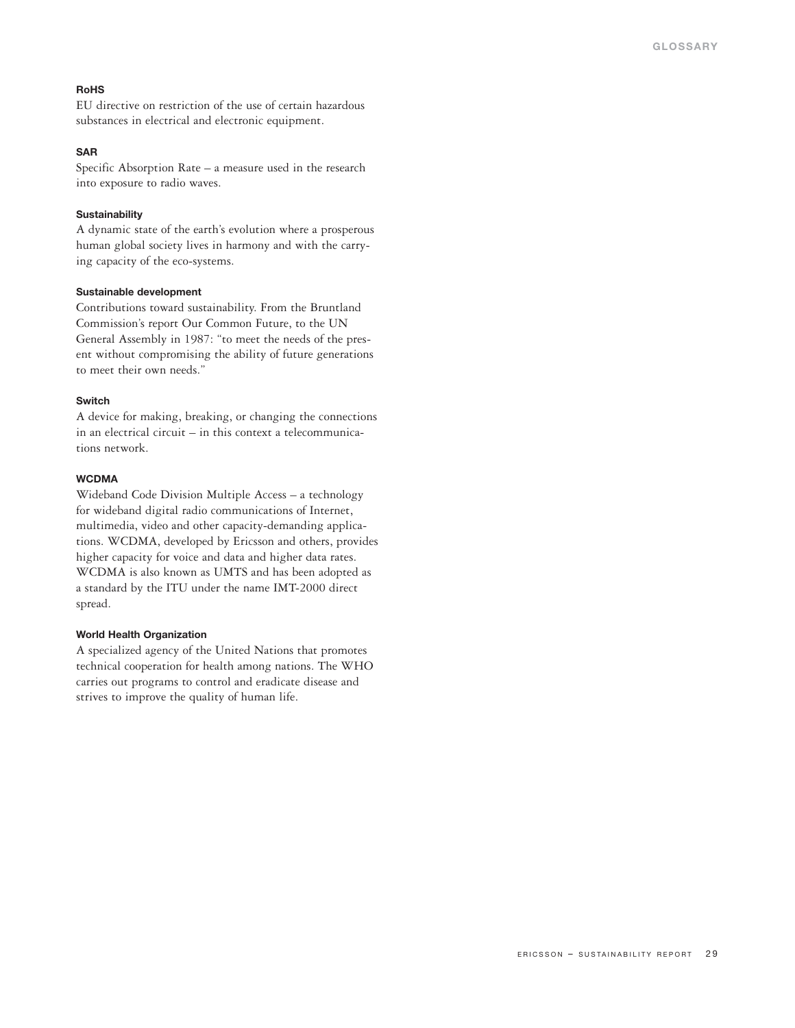**RoHS**

EU directive on restriction of the use of certain hazardous substances in electrical and electronic equipment.

**SAR**

Specific Absorption Rate – a measure used in the research into exposure to radio waves.

**Sustainability**

A dynamic state of the earth's evolution where a prosperous human global society lives in harmony and with the carrying capacity of the eco-systems.

**Sustainable development**

Contributions toward sustainability. From the Bruntland Commission's report Our Common Future, to the UN General Assembly in 1987: "to meet the needs of the present without compromising the ability of future generations to meet their own needs."

**Switch**

A device for making, breaking, or changing the connections in an electrical circuit – in this context a telecommunications network.

**WCDMA**

Wideband Code Division Multiple Access – a technology for wideband digital radio communications of Internet, multimedia, video and other capacity-demanding applications. WCDMA, developed by Ericsson and others, provides higher capacity for voice and data and higher data rates. WCDMA is also known as UMTS and has been adopted as a standard by the ITU under the name IMT-2000 direct spread.

**World Health Organization**

A specialized agency of the United Nations that promotes technical cooperation for health among nations. The WHO carries out programs to control and eradicate disease and strives to improve the quality of human life.